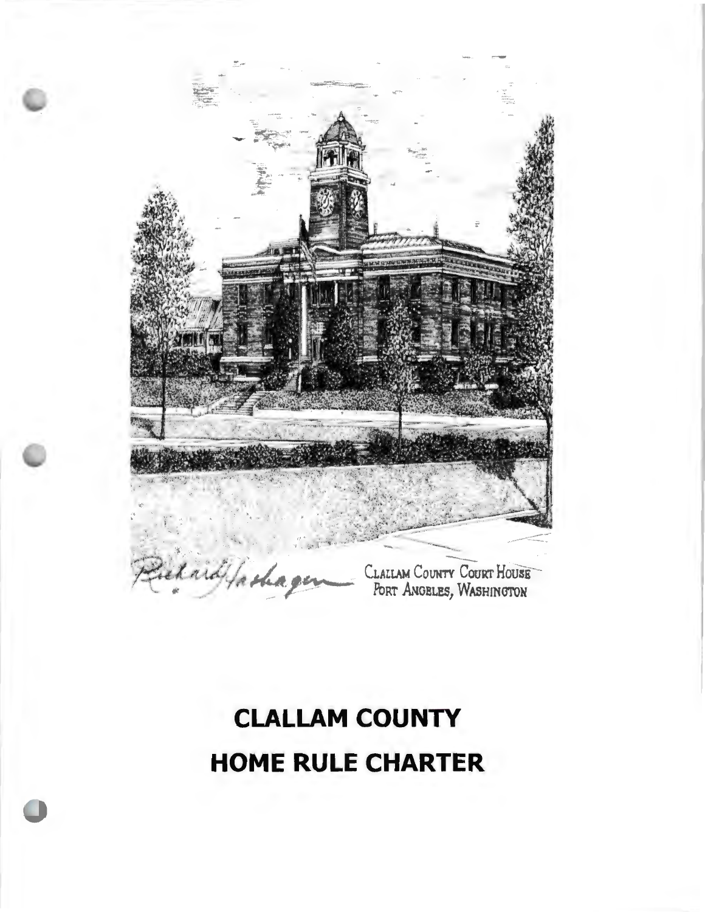Clallam County Court House
Port Angeles, Washington

# CLALLAM COUNTY
# HOME RULE CHARTER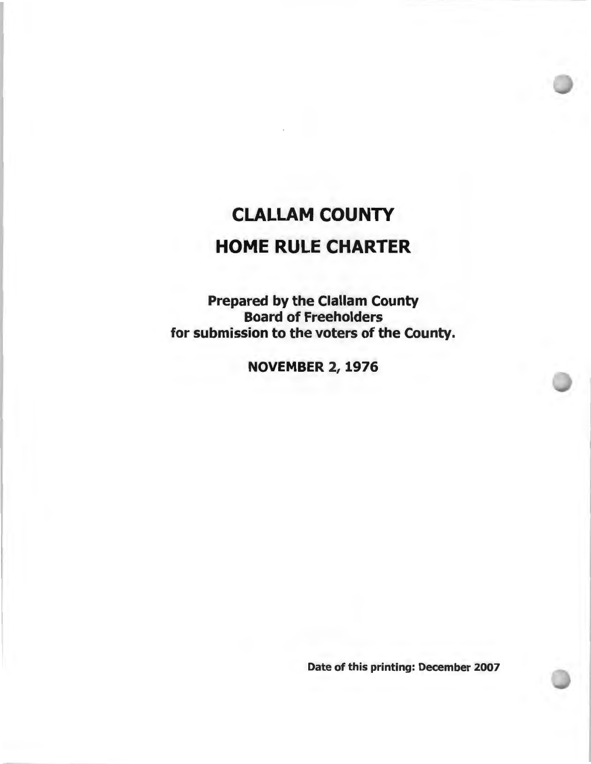# CLALLAM COUNTY

# HOME RULE CHARTER

**Prepared by the Clallam County Board of Freeholders for submission to the voters of the County.**

**NOVEMBER 2, 1976**

**Date of this printing: December 2007**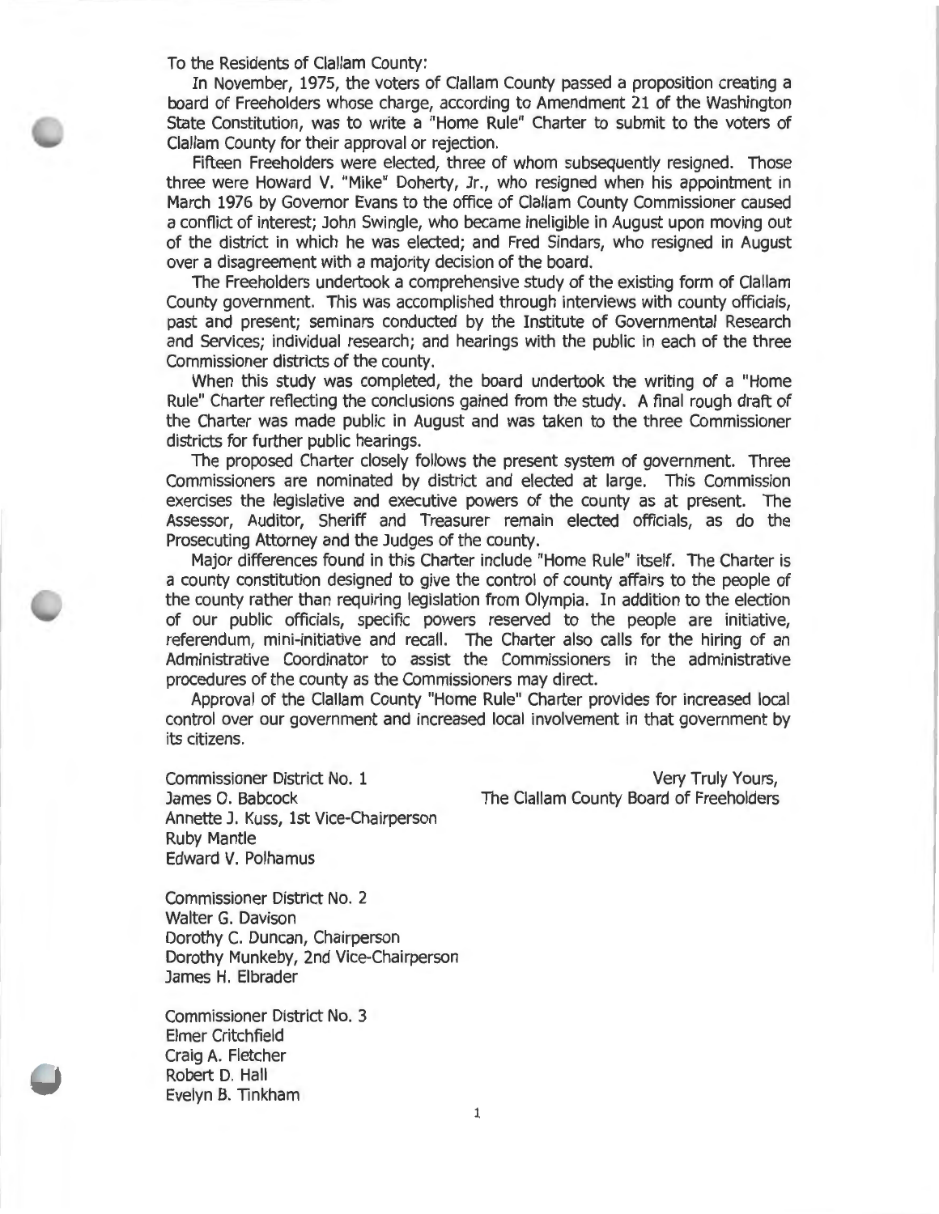To the Residents of Clallam County:

In November, 1975, the voters of Clallam County passed a proposition creating a board of Freeholders whose charge, according to Amendment 21 of the Washington State Constitution, was to write a "Home Rule" Charter to submit to the voters of Clallam County for their approval or rejection.

Fifteen Freeholders were elected, three of whom subsequently resigned. Those three were Howard V. "Mike" Doherty, Jr., who resigned when his appointment in March 1976 by Governor Evans to the office of Clallam County Commissioner caused a conflict of interest; John Swingle, who became ineligible in August upon moving out of the district in which he was elected; and Fred Sindars, who resigned in August over a disagreement with a majority decision of the board.

The Freeholders undertook a comprehensive study of the existing form of Clallam County government. This was accomplished through interviews with county officials, past and present; seminars conducted by the Institute of Governmental Research and Services; individual research; and hearings with the public in each of the three Commissioner districts of the county.

When this study was completed, the board undertook the writing of a "Home Rule" Charter reflecting the conclusions gained from the study. A final rough draft of the Charter was made public in August and was taken to the three Commissioner districts for further public hearings.

The proposed Charter closely follows the present system of government. Three Commissioners are nominated by district and elected at large. This Commission exercises the legislative and executive powers of the county as at present. The Assessor, Auditor, Sheriff and Treasurer remain elected officials, as do the Prosecuting Attorney and the Judges of the county.

Major differences found in this Charter include "Home Rule" itself. The Charter is a county constitution designed to give the control of county affairs to the people of the county rather than requiring legislation from Olympia. In addition to the election of our public officials, specific powers reserved to the people are initiative, referendum, mini-initiative and recall. The Charter also calls for the hiring of an Administrative Coordinator to assist the Commissioners in the administrative procedures of the county as the Commissioners may direct.

Approval of the Clallam County "Home Rule" Charter provides for increased local control over our government and increased local involvement in that government by its citizens.

Very Truly Yours,
The Clallam County Board of Freeholders

Commissioner District No. 1
James O. Babcock
Annette J. Kuss, 1st Vice-Chairperson
Ruby Mantle
Edward V. Polhamus

Commissioner District No. 2
Walter G. Davison
Dorothy C. Duncan, Chairperson
Dorothy Munkeby, 2nd Vice-Chairperson
James H. Elbrader

Commissioner District No. 3
Elmer Critchfield
Craig A. Fletcher
Robert D. Hall
Evelyn B. Tinkham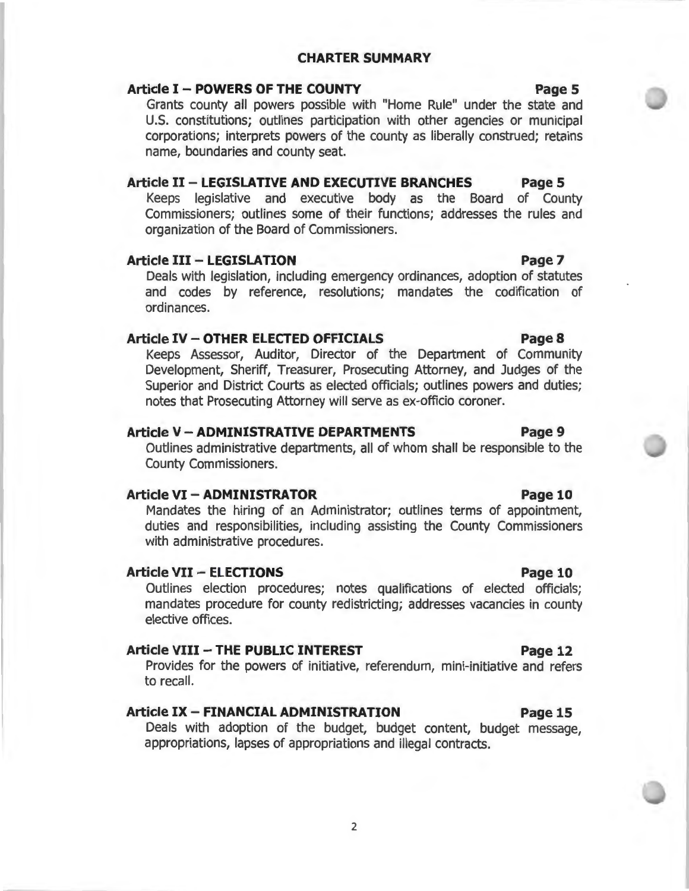## CHARTER SUMMARY

**Article I – POWERS OF THE COUNTY** **Page 5**

Grants county all powers possible with "Home Rule" under the state and U.S. constitutions; outlines participation with other agencies or municipal corporations; interprets powers of the county as liberally construed; retains name, boundaries and county seat.

**Article II – LEGISLATIVE AND EXECUTIVE BRANCHES** **Page 5**

Keeps legislative and executive body as the Board of County Commissioners; outlines some of their functions; addresses the rules and organization of the Board of Commissioners.

**Article III – LEGISLATION** **Page 7**

Deals with legislation, including emergency ordinances, adoption of statutes and codes by reference, resolutions; mandates the codification of ordinances.

**Article IV – OTHER ELECTED OFFICIALS** **Page 8**

Keeps Assessor, Auditor, Director of the Department of Community Development, Sheriff, Treasurer, Prosecuting Attorney, and Judges of the Superior and District Courts as elected officials; outlines powers and duties; notes that Prosecuting Attorney will serve as ex-officio coroner.

**Article V – ADMINISTRATIVE DEPARTMENTS** **Page 9**

Outlines administrative departments, all of whom shall be responsible to the County Commissioners.

**Article VI – ADMINISTRATOR** **Page 10**

Mandates the hiring of an Administrator; outlines terms of appointment, duties and responsibilities, including assisting the County Commissioners with administrative procedures.

**Article VII – ELECTIONS** **Page 10**

Outlines election procedures; notes qualifications of elected officials; mandates procedure for county redistricting; addresses vacancies in county elective offices.

**Article VIII – THE PUBLIC INTEREST** **Page 12**

Provides for the powers of initiative, referendum, mini-initiative and refers to recall.

**Article IX – FINANCIAL ADMINISTRATION** **Page 15**

Deals with adoption of the budget, budget content, budget message, appropriations, lapses of appropriations and illegal contracts.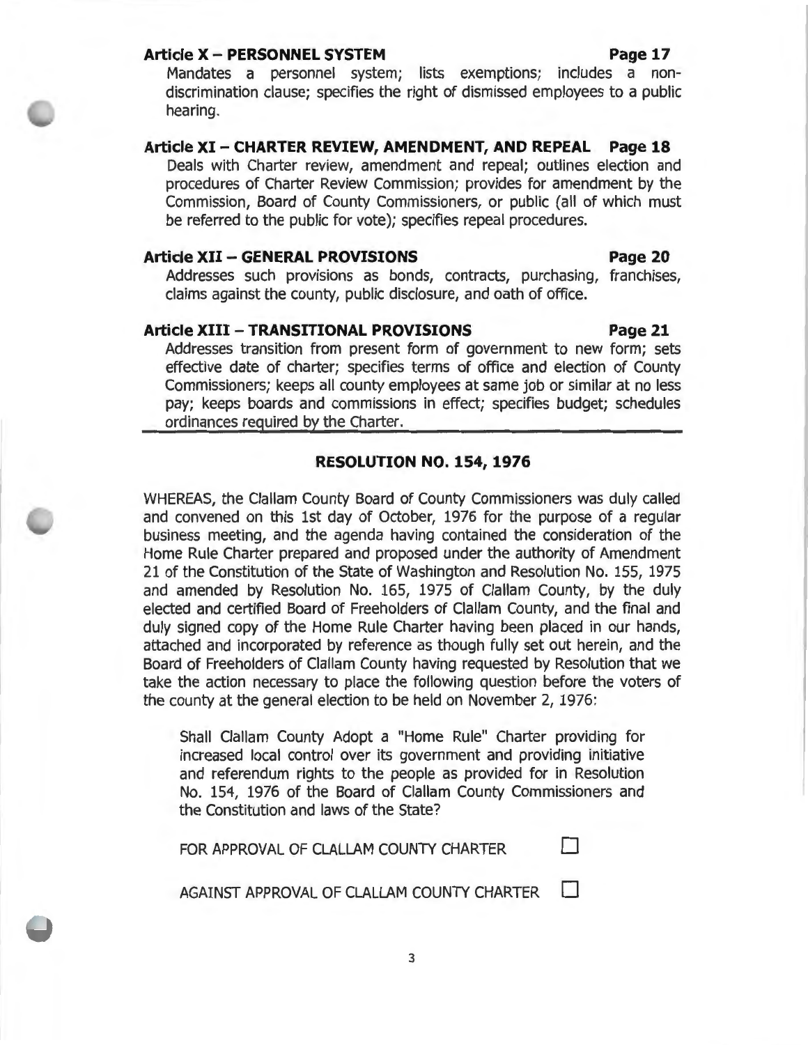**Article X – PERSONNEL SYSTEM** **Page 17**

Mandates a personnel system; lists exemptions; includes a non-discrimination clause; specifies the right of dismissed employees to a public hearing.

**Article XI – CHARTER REVIEW, AMENDMENT, AND REPEAL** **Page 18**

Deals with Charter review, amendment and repeal; outlines election and procedures of Charter Review Commission; provides for amendment by the Commission, Board of County Commissioners, or public (all of which must be referred to the public for vote); specifies repeal procedures.

**Article XII – GENERAL PROVISIONS** **Page 20**

Addresses such provisions as bonds, contracts, purchasing, franchises, claims against the county, public disclosure, and oath of office.

**Article XIII – TRANSITIONAL PROVISIONS** **Page 21**

Addresses transition from present form of government to new form; sets effective date of charter; specifies terms of office and election of County Commissioners; keeps all county employees at same job or similar at no less pay; keeps boards and commissions in effect; specifies budget; schedules ordinances required by the Charter.

## RESOLUTION NO. 154, 1976

WHEREAS, the Clallam County Board of County Commissioners was duly called and convened on this 1st day of October, 1976 for the purpose of a regular business meeting, and the agenda having contained the consideration of the Home Rule Charter prepared and proposed under the authority of Amendment 21 of the Constitution of the State of Washington and Resolution No. 155, 1975 and amended by Resolution No. 165, 1975 of Clallam County, by the duly elected and certified Board of Freeholders of Clallam County, and the final and duly signed copy of the Home Rule Charter having been placed in our hands, attached and incorporated by reference as though fully set out herein, and the Board of Freeholders of Clallam County having requested by Resolution that we take the action necessary to place the following question before the voters of the county at the general election to be held on November 2, 1976:

> Shall Clallam County Adopt a "Home Rule" Charter providing for increased local control over its government and providing initiative and referendum rights to the people as provided for in Resolution No. 154, 1976 of the Board of Clallam County Commissioners and the Constitution and laws of the State?
>
> FOR APPROVAL OF CLALLAM COUNTY CHARTER ☐
>
> AGAINST APPROVAL OF CLALLAM COUNTY CHARTER ☐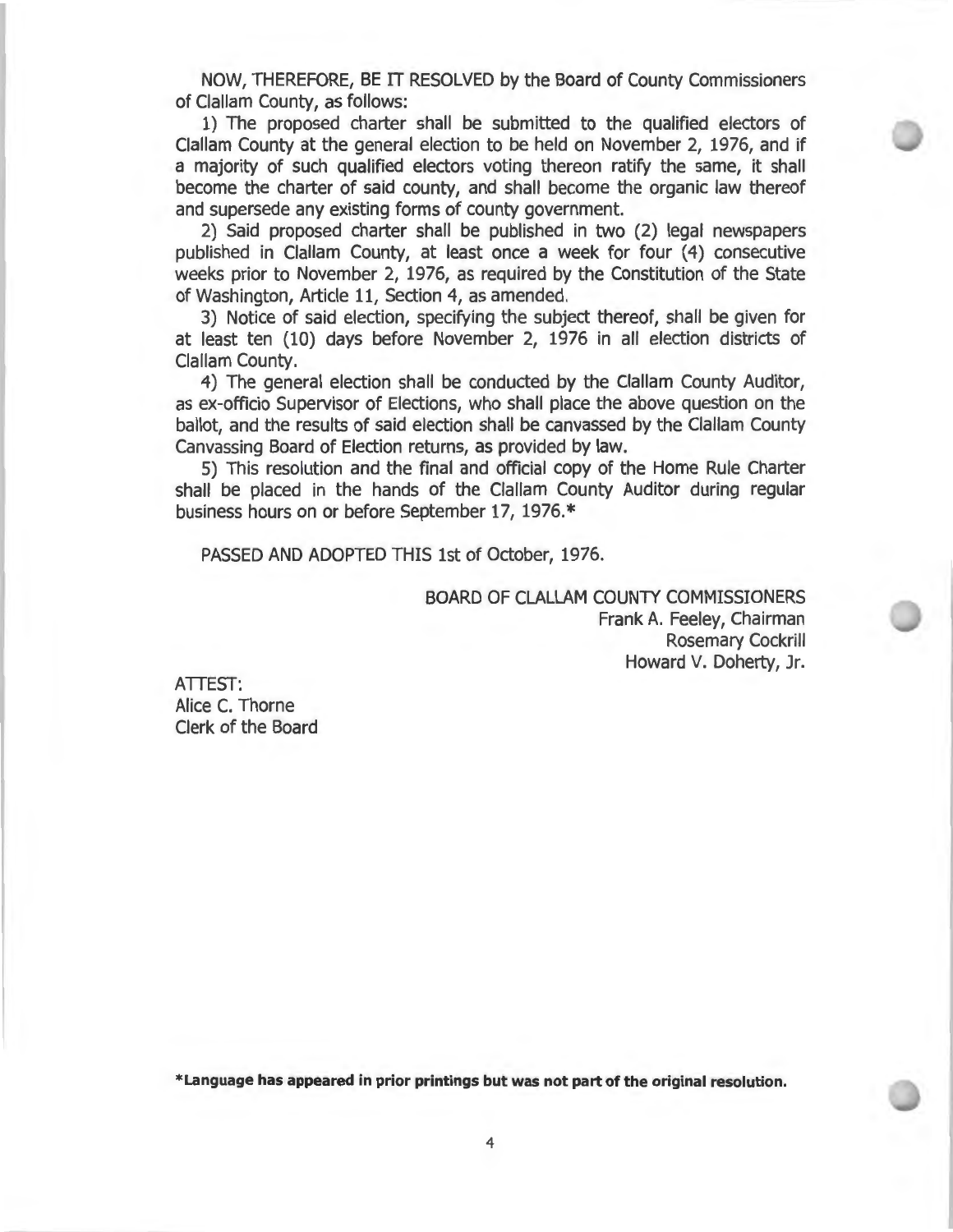NOW, THEREFORE, BE IT RESOLVED by the Board of County Commissioners of Clallam County, as follows:

1) The proposed charter shall be submitted to the qualified electors of Clallam County at the general election to be held on November 2, 1976, and if a majority of such qualified electors voting thereon ratify the same, it shall become the charter of said county, and shall become the organic law thereof and supersede any existing forms of county government.

2) Said proposed charter shall be published in two (2) legal newspapers published in Clallam County, at least once a week for four (4) consecutive weeks prior to November 2, 1976, as required by the Constitution of the State of Washington, Article 11, Section 4, as amended.

3) Notice of said election, specifying the subject thereof, shall be given for at least ten (10) days before November 2, 1976 in all election districts of Clallam County.

4) The general election shall be conducted by the Clallam County Auditor, as ex-officio Supervisor of Elections, who shall place the above question on the ballot, and the results of said election shall be canvassed by the Clallam County Canvassing Board of Election returns, as provided by law.

5) This resolution and the final and official copy of the Home Rule Charter shall be placed in the hands of the Clallam County Auditor during regular business hours on or before September 17, 1976.*

PASSED AND ADOPTED THIS 1st of October, 1976.

BOARD OF CLALLAM COUNTY COMMISSIONERS
Frank A. Feeley, Chairman
Rosemary Cockrill
Howard V. Doherty, Jr.

ATTEST:
Alice C. Thorne
Clerk of the Board

**\*Language has appeared in prior printings but was not part of the original resolution.**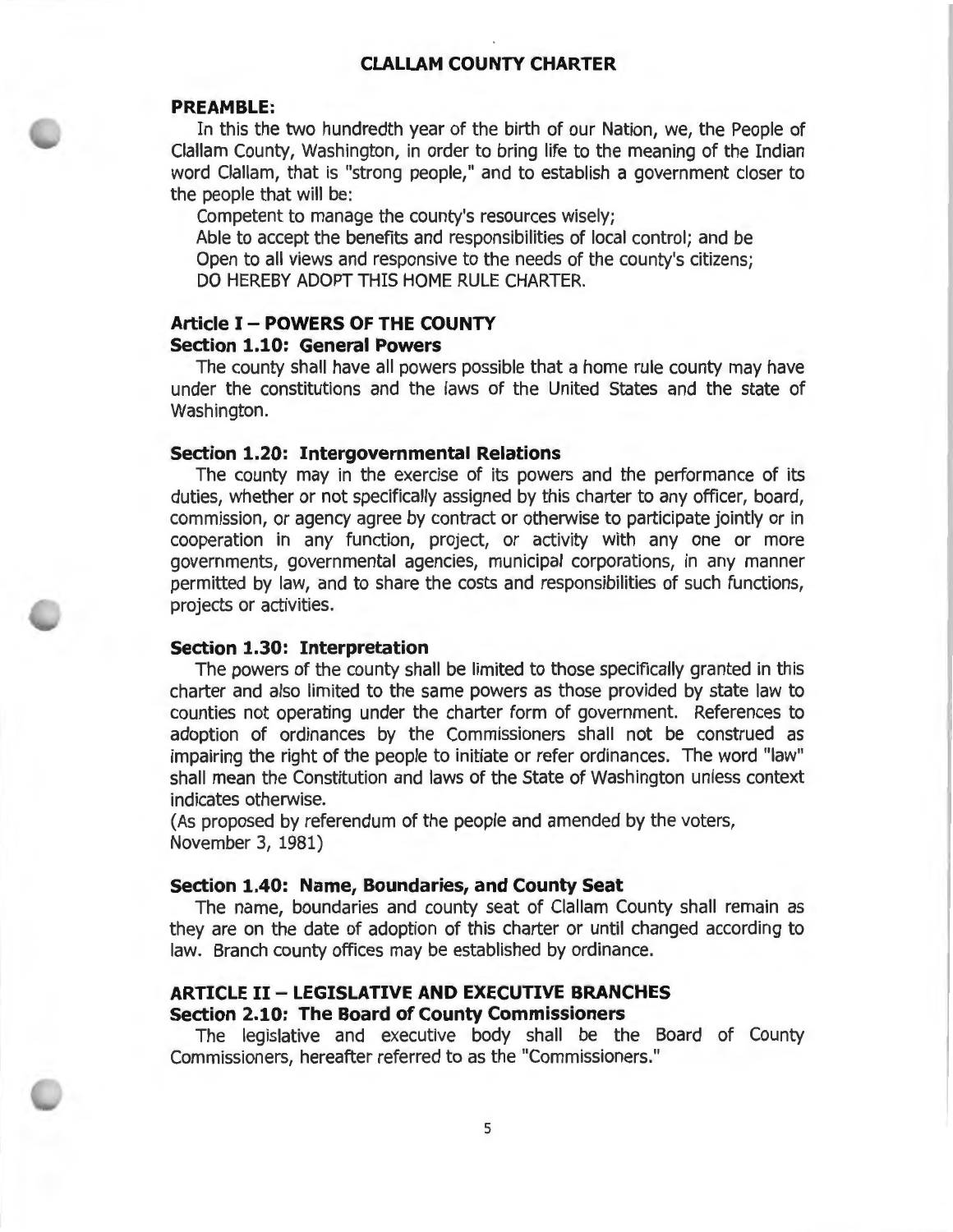# CLALLAM COUNTY CHARTER

## PREAMBLE:

In this the two hundredth year of the birth of our Nation, we, the People of Clallam County, Washington, in order to bring life to the meaning of the Indian word Clallam, that is "strong people," and to establish a government closer to the people that will be:

Competent to manage the county's resources wisely;
Able to accept the benefits and responsibilities of local control; and be
Open to all views and responsive to the needs of the county's citizens;
DO HEREBY ADOPT THIS HOME RULE CHARTER.

## Article I – POWERS OF THE COUNTY

### Section 1.10: General Powers

The county shall have all powers possible that a home rule county may have under the constitutions and the laws of the United States and the state of Washington.

### Section 1.20: Intergovernmental Relations

The county may in the exercise of its powers and the performance of its duties, whether or not specifically assigned by this charter to any officer, board, commission, or agency agree by contract or otherwise to participate jointly or in cooperation in any function, project, or activity with any one or more governments, governmental agencies, municipal corporations, in any manner permitted by law, and to share the costs and responsibilities of such functions, projects or activities.

### Section 1.30: Interpretation

The powers of the county shall be limited to those specifically granted in this charter and also limited to the same powers as those provided by state law to counties not operating under the charter form of government. References to adoption of ordinances by the Commissioners shall not be construed as impairing the right of the people to initiate or refer ordinances. The word "law" shall mean the Constitution and laws of the State of Washington unless context indicates otherwise.

(As proposed by referendum of the people and amended by the voters, November 3, 1981)

### Section 1.40: Name, Boundaries, and County Seat

The name, boundaries and county seat of Clallam County shall remain as they are on the date of adoption of this charter or until changed according to law. Branch county offices may be established by ordinance.

## ARTICLE II – LEGISLATIVE AND EXECUTIVE BRANCHES

### Section 2.10: The Board of County Commissioners

The legislative and executive body shall be the Board of County Commissioners, hereafter referred to as the "Commissioners."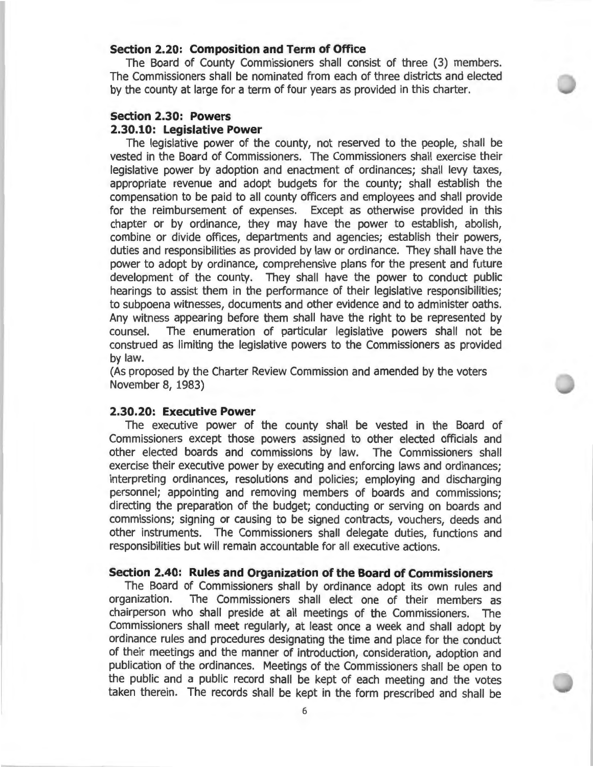### Section 2.20: Composition and Term of Office

The Board of County Commissioners shall consist of three (3) members. The Commissioners shall be nominated from each of three districts and elected by the county at large for a term of four years as provided in this charter.

### Section 2.30: Powers

#### 2.30.10: Legislative Power

The legislative power of the county, not reserved to the people, shall be vested in the Board of Commissioners. The Commissioners shall exercise their legislative power by adoption and enactment of ordinances; shall levy taxes, appropriate revenue and adopt budgets for the county; shall establish the compensation to be paid to all county officers and employees and shall provide for the reimbursement of expenses. Except as otherwise provided in this chapter or by ordinance, they may have the power to establish, abolish, combine or divide offices, departments and agencies; establish their powers, duties and responsibilities as provided by law or ordinance. They shall have the power to adopt by ordinance, comprehensive plans for the present and future development of the county. They shall have the power to conduct public hearings to assist them in the performance of their legislative responsibilities; to subpoena witnesses, documents and other evidence and to administer oaths. Any witness appearing before them shall have the right to be represented by counsel. The enumeration of particular legislative powers shall not be construed as limiting the legislative powers to the Commissioners as provided by law.

(As proposed by the Charter Review Commission and amended by the voters November 8, 1983)

#### 2.30.20: Executive Power

The executive power of the county shall be vested in the Board of Commissioners except those powers assigned to other elected officials and other elected boards and commissions by law. The Commissioners shall exercise their executive power by executing and enforcing laws and ordinances; interpreting ordinances, resolutions and policies; employing and discharging personnel; appointing and removing members of boards and commissions; directing the preparation of the budget; conducting or serving on boards and commissions; signing or causing to be signed contracts, vouchers, deeds and other instruments. The Commissioners shall delegate duties, functions and responsibilities but will remain accountable for all executive actions.

### Section 2.40: Rules and Organization of the Board of Commissioners

The Board of Commissioners shall by ordinance adopt its own rules and organization. The Commissioners shall elect one of their members as chairperson who shall preside at all meetings of the Commissioners. The Commissioners shall meet regularly, at least once a week and shall adopt by ordinance rules and procedures designating the time and place for the conduct of their meetings and the manner of introduction, consideration, adoption and publication of the ordinances. Meetings of the Commissioners shall be open to the public and a public record shall be kept of each meeting and the votes taken therein. The records shall be kept in the form prescribed and shall be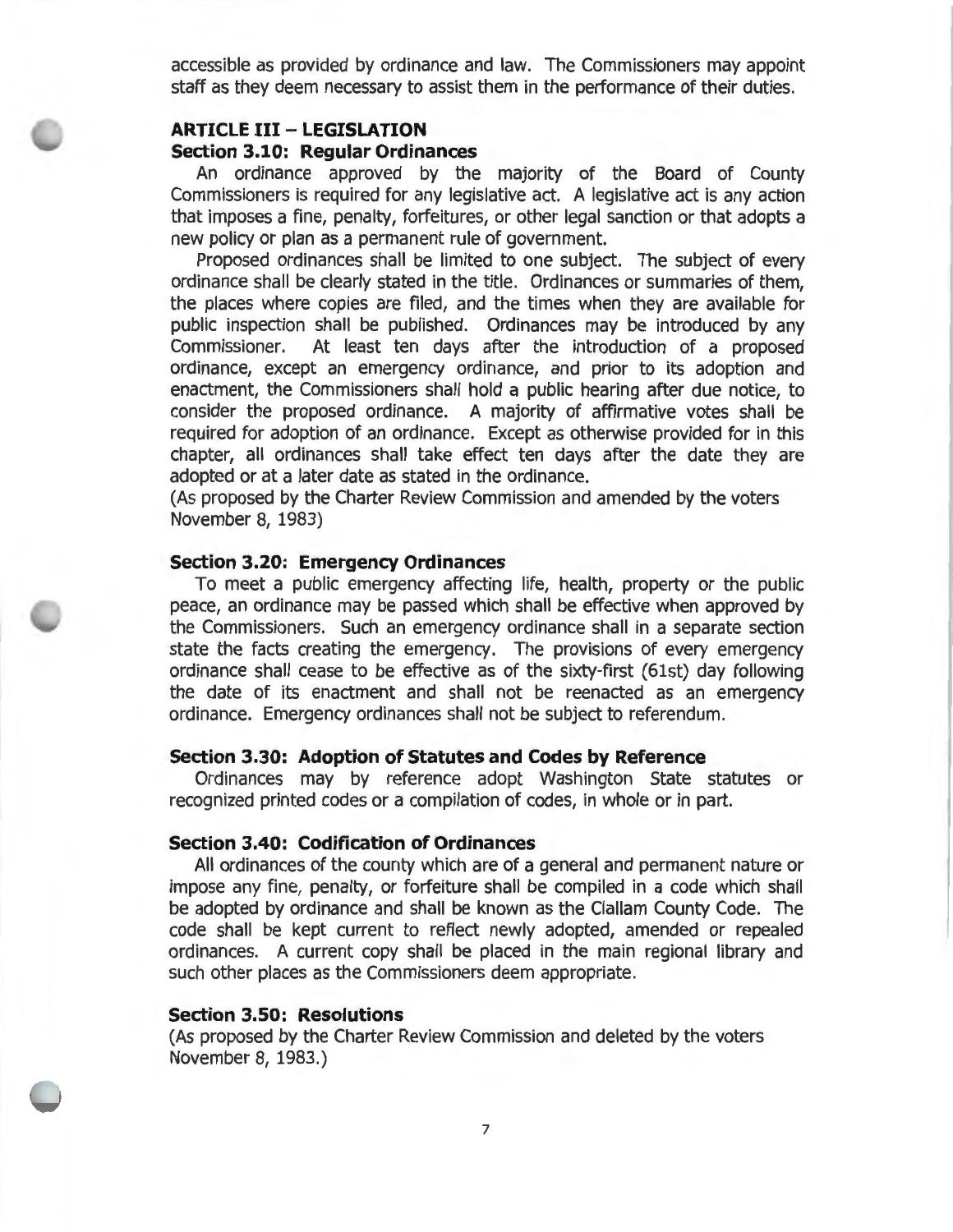accessible as provided by ordinance and law. The Commissioners may appoint staff as they deem necessary to assist them in the performance of their duties.

## ARTICLE III – LEGISLATION

### Section 3.10: Regular Ordinances

An ordinance approved by the majority of the Board of County Commissioners is required for any legislative act. A legislative act is any action that imposes a fine, penalty, forfeitures, or other legal sanction or that adopts a new policy or plan as a permanent rule of government.

Proposed ordinances shall be limited to one subject. The subject of every ordinance shall be clearly stated in the title. Ordinances or summaries of them, the places where copies are filed, and the times when they are available for public inspection shall be published. Ordinances may be introduced by any Commissioner. At least ten days after the introduction of a proposed ordinance, except an emergency ordinance, and prior to its adoption and enactment, the Commissioners shall hold a public hearing after due notice, to consider the proposed ordinance. A majority of affirmative votes shall be required for adoption of an ordinance. Except as otherwise provided for in this chapter, all ordinances shall take effect ten days after the date they are adopted or at a later date as stated in the ordinance.

(As proposed by the Charter Review Commission and amended by the voters November 8, 1983)

### Section 3.20: Emergency Ordinances

To meet a public emergency affecting life, health, property or the public peace, an ordinance may be passed which shall be effective when approved by the Commissioners. Such an emergency ordinance shall in a separate section state the facts creating the emergency. The provisions of every emergency ordinance shall cease to be effective as of the sixty-first (61st) day following the date of its enactment and shall not be reenacted as an emergency ordinance. Emergency ordinances shall not be subject to referendum.

### Section 3.30: Adoption of Statutes and Codes by Reference

Ordinances may by reference adopt Washington State statutes or recognized printed codes or a compilation of codes, in whole or in part.

### Section 3.40: Codification of Ordinances

All ordinances of the county which are of a general and permanent nature or impose any fine, penalty, or forfeiture shall be compiled in a code which shall be adopted by ordinance and shall be known as the Clallam County Code. The code shall be kept current to reflect newly adopted, amended or repealed ordinances. A current copy shall be placed in the main regional library and such other places as the Commissioners deem appropriate.

### Section 3.50: Resolutions

(As proposed by the Charter Review Commission and deleted by the voters November 8, 1983.)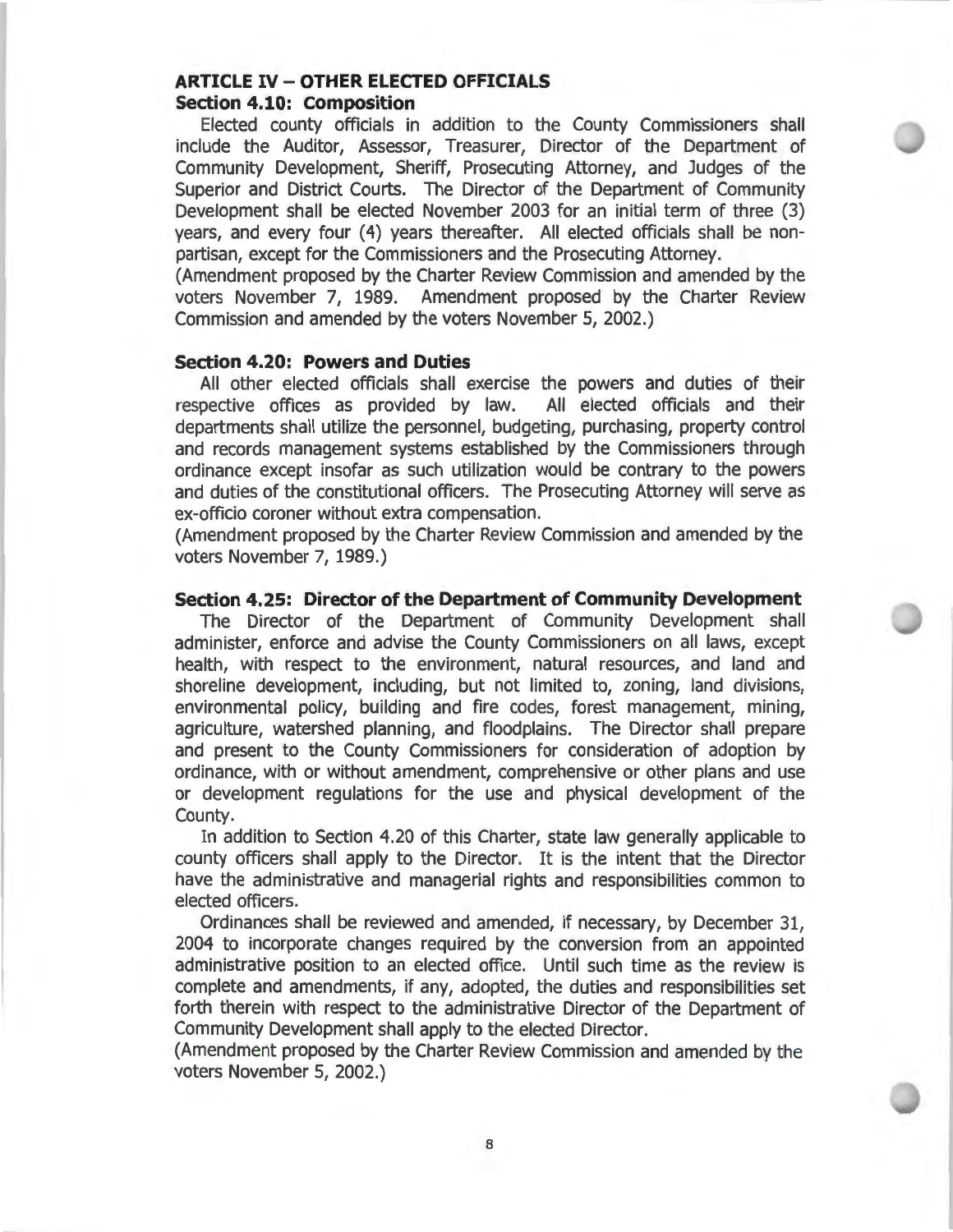## ARTICLE IV – OTHER ELECTED OFFICIALS

### Section 4.10: Composition

Elected county officials in addition to the County Commissioners shall include the Auditor, Assessor, Treasurer, Director of the Department of Community Development, Sheriff, Prosecuting Attorney, and Judges of the Superior and District Courts. The Director of the Department of Community Development shall be elected November 2003 for an initial term of three (3) years, and every four (4) years thereafter. All elected officials shall be non-partisan, except for the Commissioners and the Prosecuting Attorney.

(Amendment proposed by the Charter Review Commission and amended by the voters November 7, 1989. Amendment proposed by the Charter Review Commission and amended by the voters November 5, 2002.)

### Section 4.20: Powers and Duties

All other elected officials shall exercise the powers and duties of their respective offices as provided by law. All elected officials and their departments shall utilize the personnel, budgeting, purchasing, property control and records management systems established by the Commissioners through ordinance except insofar as such utilization would be contrary to the powers and duties of the constitutional officers. The Prosecuting Attorney will serve as ex-officio coroner without extra compensation.

(Amendment proposed by the Charter Review Commission and amended by the voters November 7, 1989.)

### Section 4.25: Director of the Department of Community Development

The Director of the Department of Community Development shall administer, enforce and advise the County Commissioners on all laws, except health, with respect to the environment, natural resources, and land and shoreline development, including, but not limited to, zoning, land divisions, environmental policy, building and fire codes, forest management, mining, agriculture, watershed planning, and floodplains. The Director shall prepare and present to the County Commissioners for consideration of adoption by ordinance, with or without amendment, comprehensive or other plans and use or development regulations for the use and physical development of the County.

In addition to Section 4.20 of this Charter, state law generally applicable to county officers shall apply to the Director. It is the intent that the Director have the administrative and managerial rights and responsibilities common to elected officers.

Ordinances shall be reviewed and amended, if necessary, by December 31, 2004 to incorporate changes required by the conversion from an appointed administrative position to an elected office. Until such time as the review is complete and amendments, if any, adopted, the duties and responsibilities set forth therein with respect to the administrative Director of the Department of Community Development shall apply to the elected Director.

(Amendment proposed by the Charter Review Commission and amended by the voters November 5, 2002.)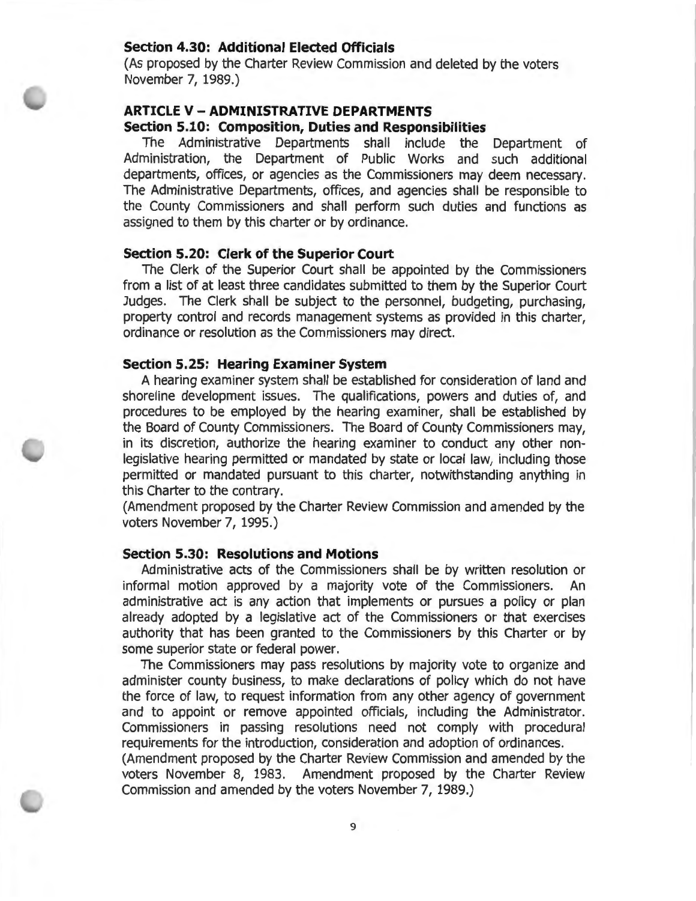### Section 4.30: Additional Elected Officials

(As proposed by the Charter Review Commission and deleted by the voters November 7, 1989.)

## ARTICLE V – ADMINISTRATIVE DEPARTMENTS

### Section 5.10: Composition, Duties and Responsibilities

The Administrative Departments shall include the Department of Administration, the Department of Public Works and such additional departments, offices, or agencies as the Commissioners may deem necessary. The Administrative Departments, offices, and agencies shall be responsible to the County Commissioners and shall perform such duties and functions as assigned to them by this charter or by ordinance.

### Section 5.20: Clerk of the Superior Court

The Clerk of the Superior Court shall be appointed by the Commissioners from a list of at least three candidates submitted to them by the Superior Court Judges. The Clerk shall be subject to the personnel, budgeting, purchasing, property control and records management systems as provided in this charter, ordinance or resolution as the Commissioners may direct.

### Section 5.25: Hearing Examiner System

A hearing examiner system shall be established for consideration of land and shoreline development issues. The qualifications, powers and duties of, and procedures to be employed by the hearing examiner, shall be established by the Board of County Commissioners. The Board of County Commissioners may, in its discretion, authorize the hearing examiner to conduct any other non-legislative hearing permitted or mandated by state or local law, including those permitted or mandated pursuant to this charter, notwithstanding anything in this Charter to the contrary.

(Amendment proposed by the Charter Review Commission and amended by the voters November 7, 1995.)

### Section 5.30: Resolutions and Motions

Administrative acts of the Commissioners shall be by written resolution or informal motion approved by a majority vote of the Commissioners. An administrative act is any action that implements or pursues a policy or plan already adopted by a legislative act of the Commissioners or that exercises authority that has been granted to the Commissioners by this Charter or by some superior state or federal power.

The Commissioners may pass resolutions by majority vote to organize and administer county business, to make declarations of policy which do not have the force of law, to request information from any other agency of government and to appoint or remove appointed officials, including the Administrator. Commissioners in passing resolutions need not comply with procedural requirements for the introduction, consideration and adoption of ordinances.

(Amendment proposed by the Charter Review Commission and amended by the voters November 8, 1983. Amendment proposed by the Charter Review Commission and amended by the voters November 7, 1989.)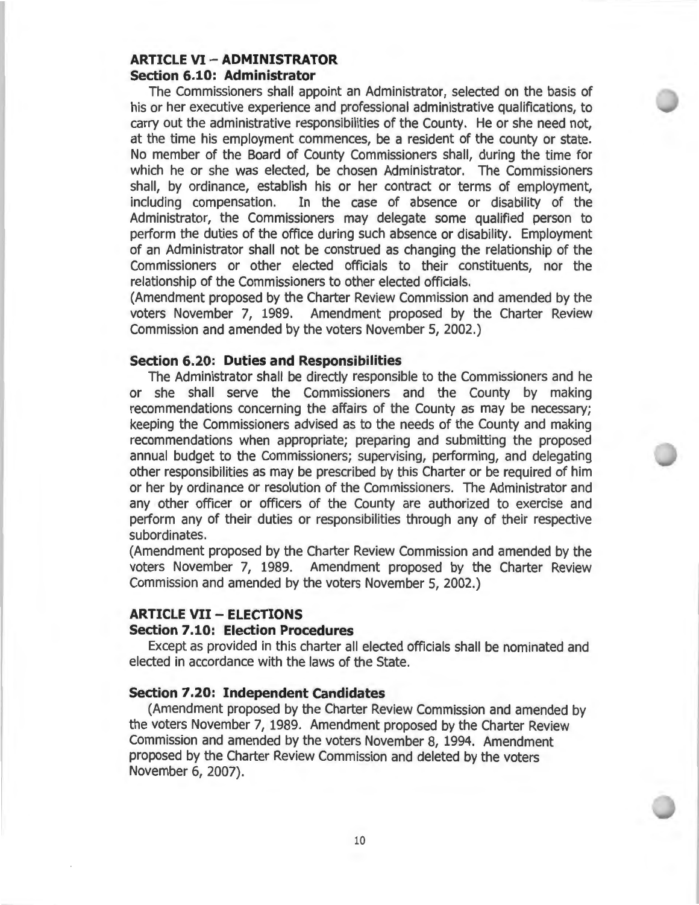## ARTICLE VI – ADMINISTRATOR

### Section 6.10: Administrator

The Commissioners shall appoint an Administrator, selected on the basis of his or her executive experience and professional administrative qualifications, to carry out the administrative responsibilities of the County. He or she need not, at the time his employment commences, be a resident of the county or state. No member of the Board of County Commissioners shall, during the time for which he or she was elected, be chosen Administrator. The Commissioners shall, by ordinance, establish his or her contract or terms of employment, including compensation. In the case of absence or disability of the Administrator, the Commissioners may delegate some qualified person to perform the duties of the office during such absence or disability. Employment of an Administrator shall not be construed as changing the relationship of the Commissioners or other elected officials to their constituents, nor the relationship of the Commissioners to other elected officials.

(Amendment proposed by the Charter Review Commission and amended by the voters November 7, 1989. Amendment proposed by the Charter Review Commission and amended by the voters November 5, 2002.)

### Section 6.20: Duties and Responsibilities

The Administrator shall be directly responsible to the Commissioners and he or she shall serve the Commissioners and the County by making recommendations concerning the affairs of the County as may be necessary; keeping the Commissioners advised as to the needs of the County and making recommendations when appropriate; preparing and submitting the proposed annual budget to the Commissioners; supervising, performing, and delegating other responsibilities as may be prescribed by this Charter or be required of him or her by ordinance or resolution of the Commissioners. The Administrator and any other officer or officers of the County are authorized to exercise and perform any of their duties or responsibilities through any of their respective subordinates.

(Amendment proposed by the Charter Review Commission and amended by the voters November 7, 1989. Amendment proposed by the Charter Review Commission and amended by the voters November 5, 2002.)

## ARTICLE VII – ELECTIONS

### Section 7.10: Election Procedures

Except as provided in this charter all elected officials shall be nominated and elected in accordance with the laws of the State.

### Section 7.20: Independent Candidates

(Amendment proposed by the Charter Review Commission and amended by the voters November 7, 1989. Amendment proposed by the Charter Review Commission and amended by the voters November 8, 1994. Amendment proposed by the Charter Review Commission and deleted by the voters November 6, 2007).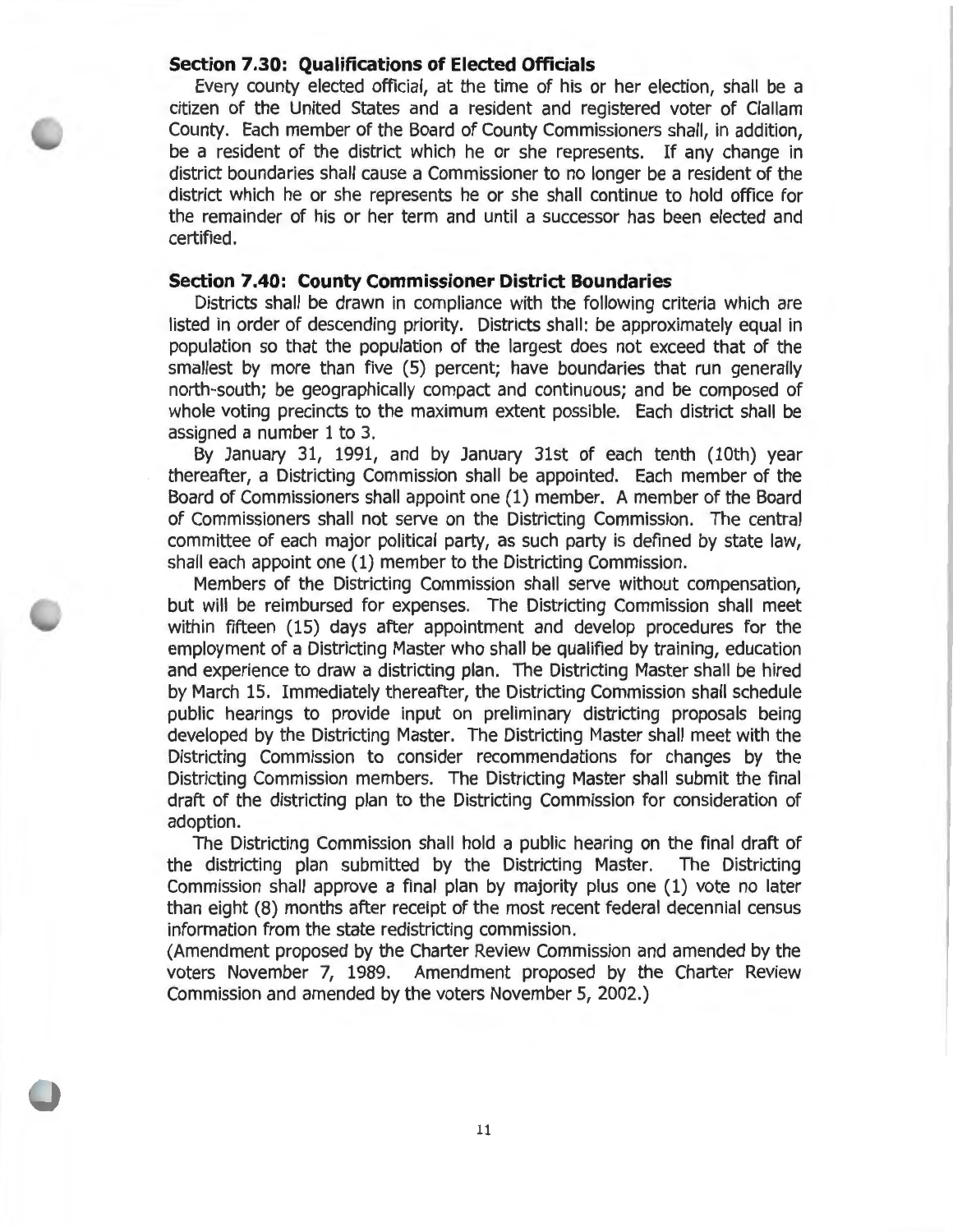### Section 7.30: Qualifications of Elected Officials

Every county elected official, at the time of his or her election, shall be a citizen of the United States and a resident and registered voter of Clallam County. Each member of the Board of County Commissioners shall, in addition, be a resident of the district which he or she represents. If any change in district boundaries shall cause a Commissioner to no longer be a resident of the district which he or she represents he or she shall continue to hold office for the remainder of his or her term and until a successor has been elected and certified.

### Section 7.40: County Commissioner District Boundaries

Districts shall be drawn in compliance with the following criteria which are listed in order of descending priority. Districts shall: be approximately equal in population so that the population of the largest does not exceed that of the smallest by more than five (5) percent; have boundaries that run generally north-south; be geographically compact and continuous; and be composed of whole voting precincts to the maximum extent possible. Each district shall be assigned a number 1 to 3.

By January 31, 1991, and by January 31st of each tenth (10th) year thereafter, a Districting Commission shall be appointed. Each member of the Board of Commissioners shall appoint one (1) member. A member of the Board of Commissioners shall not serve on the Districting Commission. The central committee of each major political party, as such party is defined by state law, shall each appoint one (1) member to the Districting Commission.

Members of the Districting Commission shall serve without compensation, but will be reimbursed for expenses. The Districting Commission shall meet within fifteen (15) days after appointment and develop procedures for the employment of a Districting Master who shall be qualified by training, education and experience to draw a districting plan. The Districting Master shall be hired by March 15. Immediately thereafter, the Districting Commission shall schedule public hearings to provide input on preliminary districting proposals being developed by the Districting Master. The Districting Master shall meet with the Districting Commission to consider recommendations for changes by the Districting Commission members. The Districting Master shall submit the final draft of the districting plan to the Districting Commission for consideration of adoption.

The Districting Commission shall hold a public hearing on the final draft of the districting plan submitted by the Districting Master. The Districting Commission shall approve a final plan by majority plus one (1) vote no later than eight (8) months after receipt of the most recent federal decennial census information from the state redistricting commission.

(Amendment proposed by the Charter Review Commission and amended by the voters November 7, 1989. Amendment proposed by the Charter Review Commission and amended by the voters November 5, 2002.)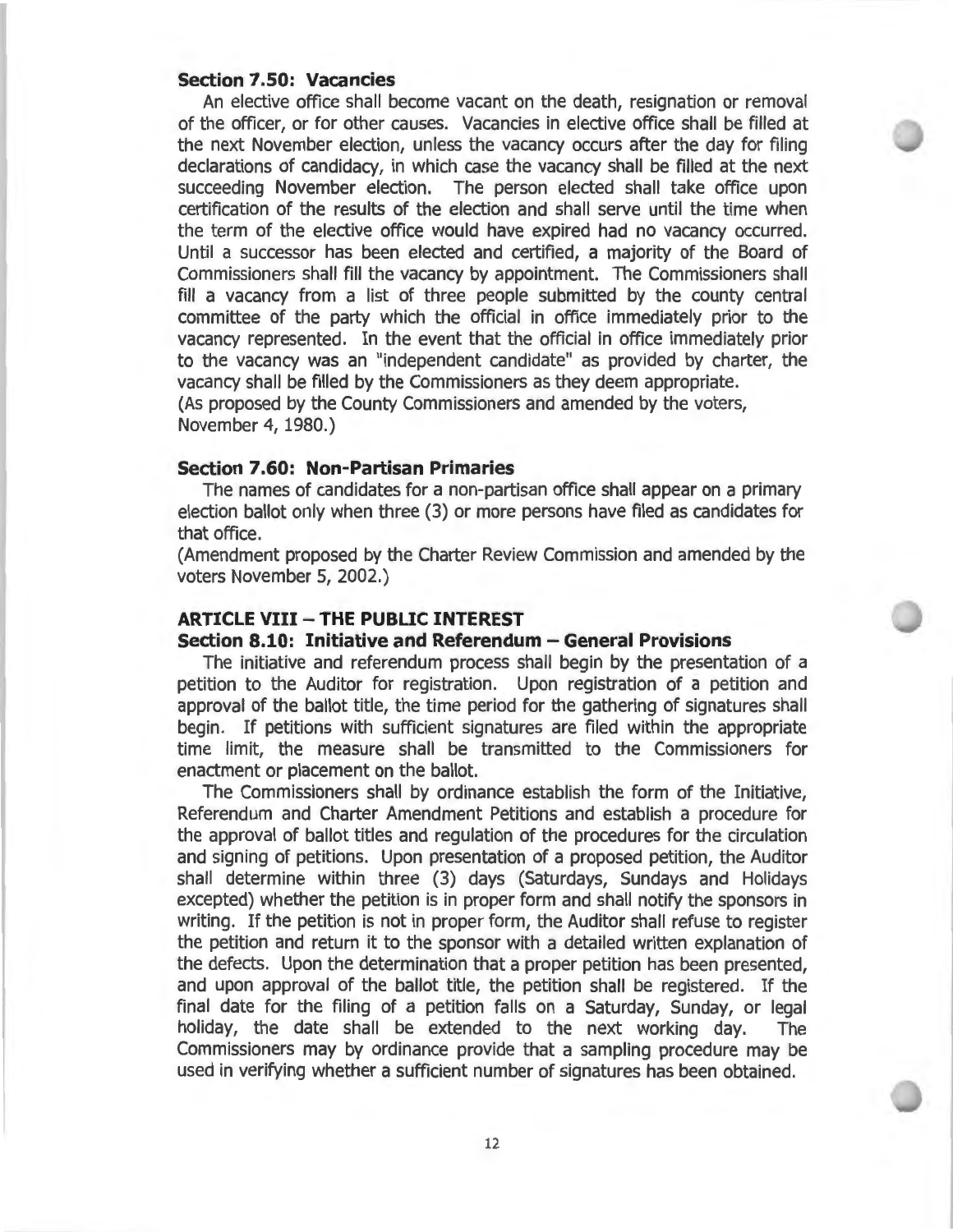### Section 7.50: Vacancies

An elective office shall become vacant on the death, resignation or removal of the officer, or for other causes. Vacancies in elective office shall be filled at the next November election, unless the vacancy occurs after the day for filing declarations of candidacy, in which case the vacancy shall be filled at the next succeeding November election. The person elected shall take office upon certification of the results of the election and shall serve until the time when the term of the elective office would have expired had no vacancy occurred. Until a successor has been elected and certified, a majority of the Board of Commissioners shall fill the vacancy by appointment. The Commissioners shall fill a vacancy from a list of three people submitted by the county central committee of the party which the official in office immediately prior to the vacancy represented. In the event that the official in office immediately prior to the vacancy was an "independent candidate" as provided by charter, the vacancy shall be filled by the Commissioners as they deem appropriate.
(As proposed by the County Commissioners and amended by the voters, November 4, 1980.)

### Section 7.60: Non-Partisan Primaries

The names of candidates for a non-partisan office shall appear on a primary election ballot only when three (3) or more persons have filed as candidates for that office.
(Amendment proposed by the Charter Review Commission and amended by the voters November 5, 2002.)

## ARTICLE VIII – THE PUBLIC INTEREST

### Section 8.10: Initiative and Referendum – General Provisions

The initiative and referendum process shall begin by the presentation of a petition to the Auditor for registration. Upon registration of a petition and approval of the ballot title, the time period for the gathering of signatures shall begin. If petitions with sufficient signatures are filed within the appropriate time limit, the measure shall be transmitted to the Commissioners for enactment or placement on the ballot.

The Commissioners shall by ordinance establish the form of the Initiative, Referendum and Charter Amendment Petitions and establish a procedure for the approval of ballot titles and regulation of the procedures for the circulation and signing of petitions. Upon presentation of a proposed petition, the Auditor shall determine within three (3) days (Saturdays, Sundays and Holidays excepted) whether the petition is in proper form and shall notify the sponsors in writing. If the petition is not in proper form, the Auditor shall refuse to register the petition and return it to the sponsor with a detailed written explanation of the defects. Upon the determination that a proper petition has been presented, and upon approval of the ballot title, the petition shall be registered. If the final date for the filing of a petition falls on a Saturday, Sunday, or legal holiday, the date shall be extended to the next working day. The Commissioners may by ordinance provide that a sampling procedure may be used in verifying whether a sufficient number of signatures has been obtained.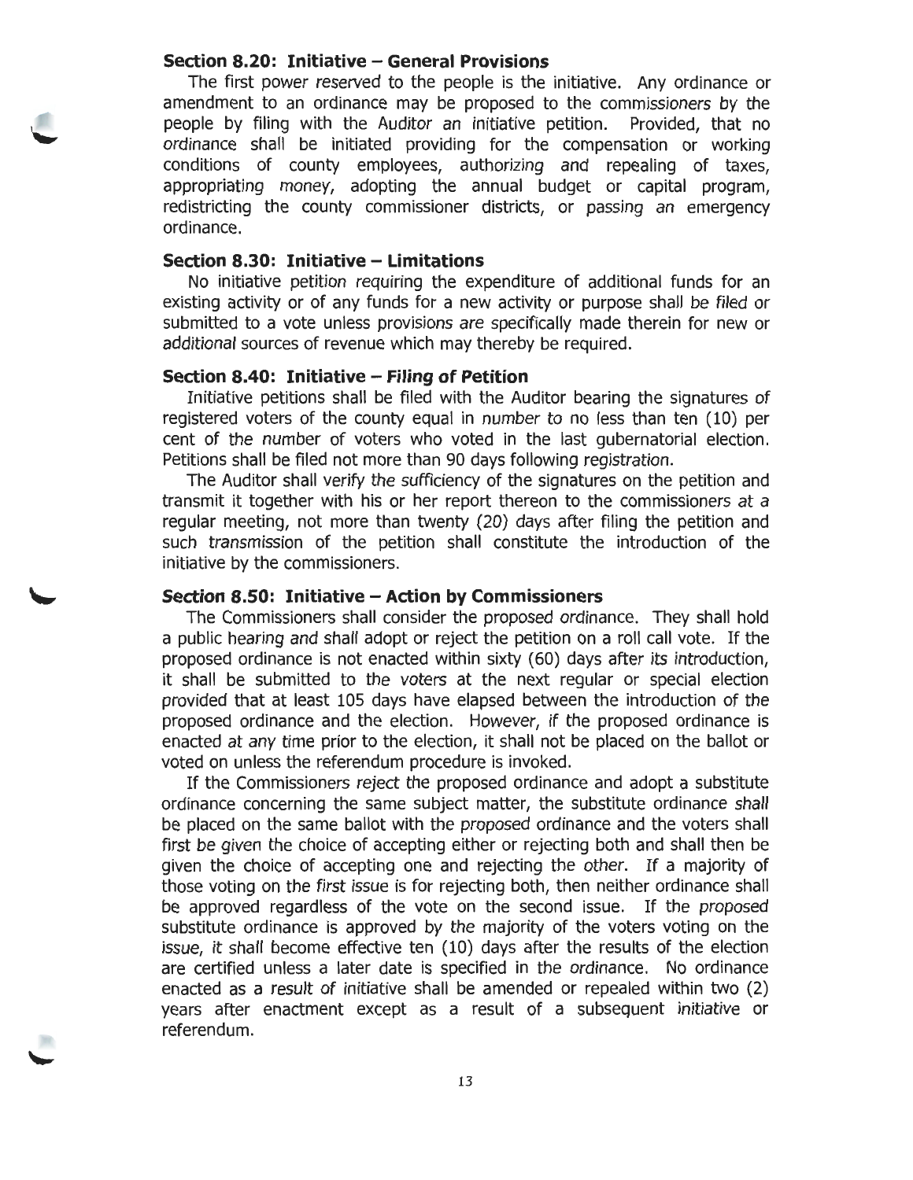### Section 8.20: Initiative – General Provisions

The first power reserved to the people is the initiative. Any ordinance or amendment to an ordinance may be proposed to the commissioners by the people by filing with the Auditor an initiative petition. Provided, that no ordinance shall be initiated providing for the compensation or working conditions of county employees, authorizing and repealing of taxes, appropriating money, adopting the annual budget or capital program, redistricting the county commissioner districts, or passing an emergency ordinance.

### Section 8.30: Initiative – Limitations

No initiative petition requiring the expenditure of additional funds for an existing activity or of any funds for a new activity or purpose shall be filed or submitted to a vote unless provisions are specifically made therein for new or additional sources of revenue which may thereby be required.

### Section 8.40: Initiative – Filing of Petition

Initiative petitions shall be filed with the Auditor bearing the signatures of registered voters of the county equal in number to no less than ten (10) per cent of the number of voters who voted in the last gubernatorial election. Petitions shall be filed not more than 90 days following registration.

The Auditor shall verify the sufficiency of the signatures on the petition and transmit it together with his or her report thereon to the commissioners at a regular meeting, not more than twenty (20) days after filing the petition and such transmission of the petition shall constitute the introduction of the initiative by the commissioners.

### Section 8.50: Initiative – Action by Commissioners

The Commissioners shall consider the proposed ordinance. They shall hold a public hearing and shall adopt or reject the petition on a roll call vote. If the proposed ordinance is not enacted within sixty (60) days after its introduction, it shall be submitted to the voters at the next regular or special election provided that at least 105 days have elapsed between the introduction of the proposed ordinance and the election. However, if the proposed ordinance is enacted at any time prior to the election, it shall not be placed on the ballot or voted on unless the referendum procedure is invoked.

If the Commissioners reject the proposed ordinance and adopt a substitute ordinance concerning the same subject matter, the substitute ordinance shall be placed on the same ballot with the proposed ordinance and the voters shall first be given the choice of accepting either or rejecting both and shall then be given the choice of accepting one and rejecting the other. If a majority of those voting on the first issue is for rejecting both, then neither ordinance shall be approved regardless of the vote on the second issue. If the proposed substitute ordinance is approved by the majority of the voters voting on the issue, it shall become effective ten (10) days after the results of the election are certified unless a later date is specified in the ordinance. No ordinance enacted as a result of initiative shall be amended or repealed within two (2) years after enactment except as a result of a subsequent initiative or referendum.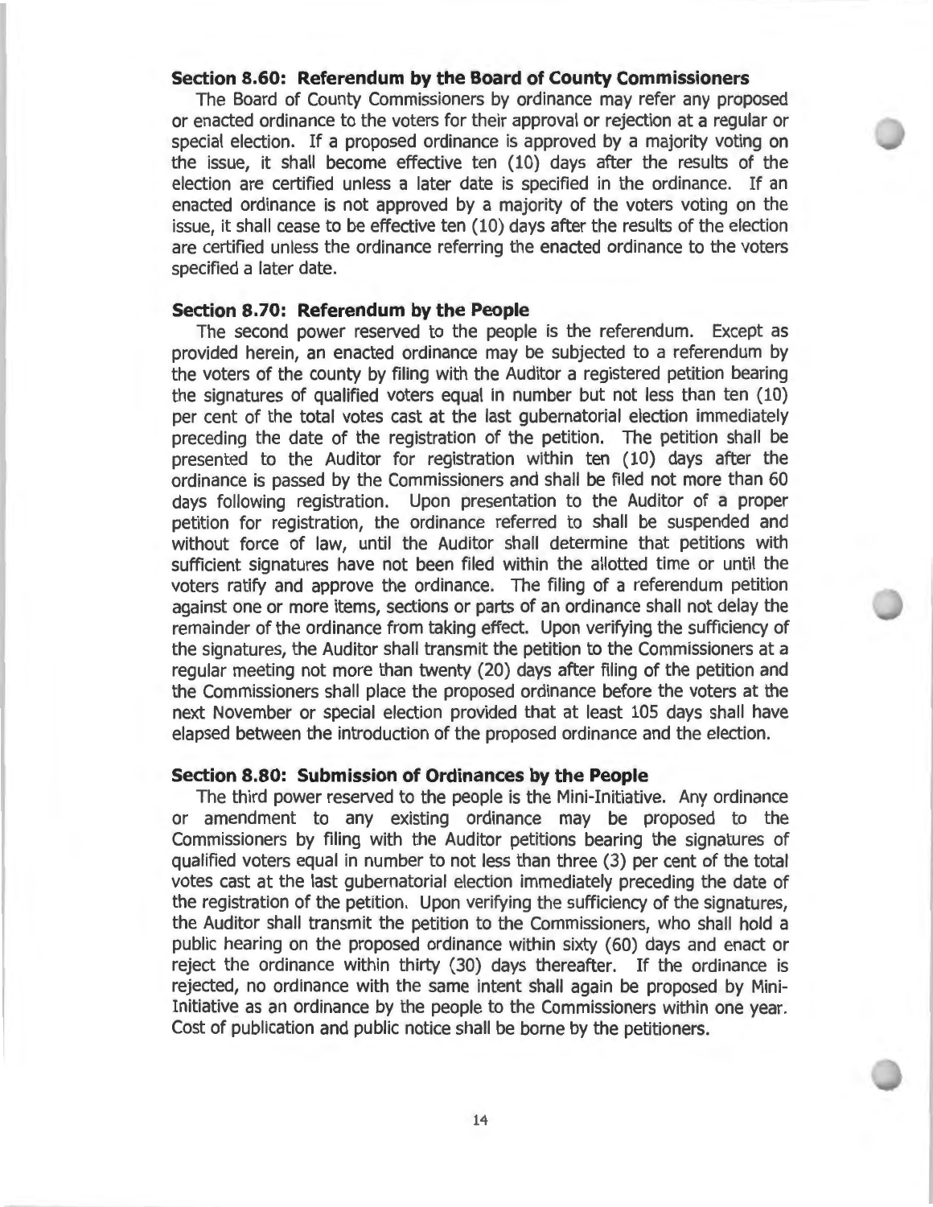### Section 8.60: Referendum by the Board of County Commissioners

The Board of County Commissioners by ordinance may refer any proposed or enacted ordinance to the voters for their approval or rejection at a regular or special election. If a proposed ordinance is approved by a majority voting on the issue, it shall become effective ten (10) days after the results of the election are certified unless a later date is specified in the ordinance. If an enacted ordinance is not approved by a majority of the voters voting on the issue, it shall cease to be effective ten (10) days after the results of the election are certified unless the ordinance referring the enacted ordinance to the voters specified a later date.

### Section 8.70: Referendum by the People

The second power reserved to the people is the referendum. Except as provided herein, an enacted ordinance may be subjected to a referendum by the voters of the county by filing with the Auditor a registered petition bearing the signatures of qualified voters equal in number but not less than ten (10) per cent of the total votes cast at the last gubernatorial election immediately preceding the date of the registration of the petition. The petition shall be presented to the Auditor for registration within ten (10) days after the ordinance is passed by the Commissioners and shall be filed not more than 60 days following registration. Upon presentation to the Auditor of a proper petition for registration, the ordinance referred to shall be suspended and without force of law, until the Auditor shall determine that petitions with sufficient signatures have not been filed within the allotted time or until the voters ratify and approve the ordinance. The filing of a referendum petition against one or more items, sections or parts of an ordinance shall not delay the remainder of the ordinance from taking effect. Upon verifying the sufficiency of the signatures, the Auditor shall transmit the petition to the Commissioners at a regular meeting not more than twenty (20) days after filing of the petition and the Commissioners shall place the proposed ordinance before the voters at the next November or special election provided that at least 105 days shall have elapsed between the introduction of the proposed ordinance and the election.

### Section 8.80: Submission of Ordinances by the People

The third power reserved to the people is the Mini-Initiative. Any ordinance or amendment to any existing ordinance may be proposed to the Commissioners by filing with the Auditor petitions bearing the signatures of qualified voters equal in number to not less than three (3) per cent of the total votes cast at the last gubernatorial election immediately preceding the date of the registration of the petition. Upon verifying the sufficiency of the signatures, the Auditor shall transmit the petition to the Commissioners, who shall hold a public hearing on the proposed ordinance within sixty (60) days and enact or reject the ordinance within thirty (30) days thereafter. If the ordinance is rejected, no ordinance with the same intent shall again be proposed by Mini-Initiative as an ordinance by the people to the Commissioners within one year. Cost of publication and public notice shall be borne by the petitioners.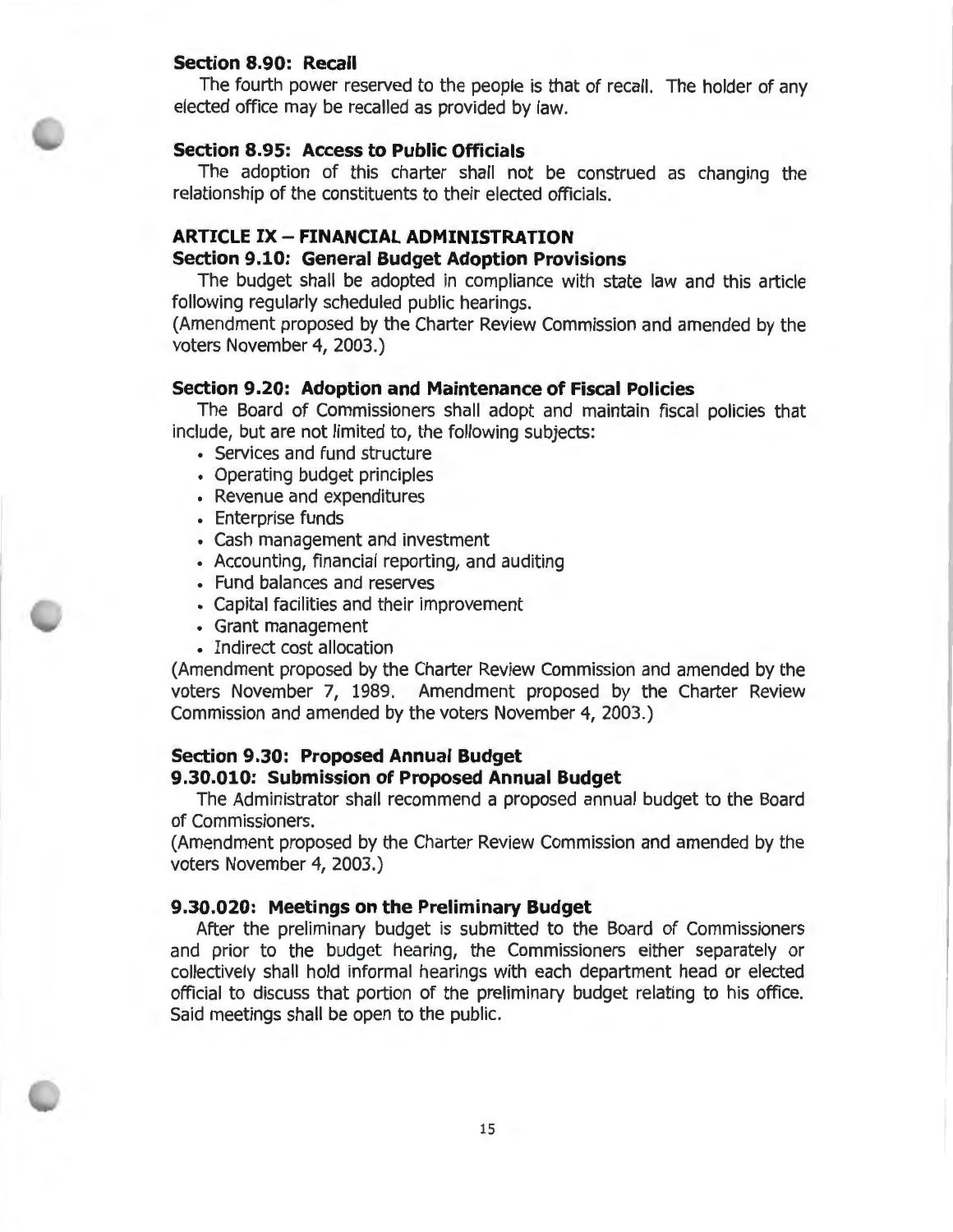### Section 8.90: Recall

The fourth power reserved to the people is that of recall. The holder of any elected office may be recalled as provided by law.

### Section 8.95: Access to Public Officials

The adoption of this charter shall not be construed as changing the relationship of the constituents to their elected officials.

## ARTICLE IX – FINANCIAL ADMINISTRATION

### Section 9.10: General Budget Adoption Provisions

The budget shall be adopted in compliance with state law and this article following regularly scheduled public hearings.
(Amendment proposed by the Charter Review Commission and amended by the voters November 4, 2003.)

### Section 9.20: Adoption and Maintenance of Fiscal Policies

The Board of Commissioners shall adopt and maintain fiscal policies that include, but are not limited to, the following subjects:

- Services and fund structure
- Operating budget principles
- Revenue and expenditures
- Enterprise funds
- Cash management and investment
- Accounting, financial reporting, and auditing
- Fund balances and reserves
- Capital facilities and their improvement
- Grant management
- Indirect cost allocation

(Amendment proposed by the Charter Review Commission and amended by the voters November 7, 1989. Amendment proposed by the Charter Review Commission and amended by the voters November 4, 2003.)

### Section 9.30: Proposed Annual Budget

#### 9.30.010: Submission of Proposed Annual Budget

The Administrator shall recommend a proposed annual budget to the Board of Commissioners.
(Amendment proposed by the Charter Review Commission and amended by the voters November 4, 2003.)

#### 9.30.020: Meetings on the Preliminary Budget

After the preliminary budget is submitted to the Board of Commissioners and prior to the budget hearing, the Commissioners either separately or collectively shall hold informal hearings with each department head or elected official to discuss that portion of the preliminary budget relating to his office. Said meetings shall be open to the public.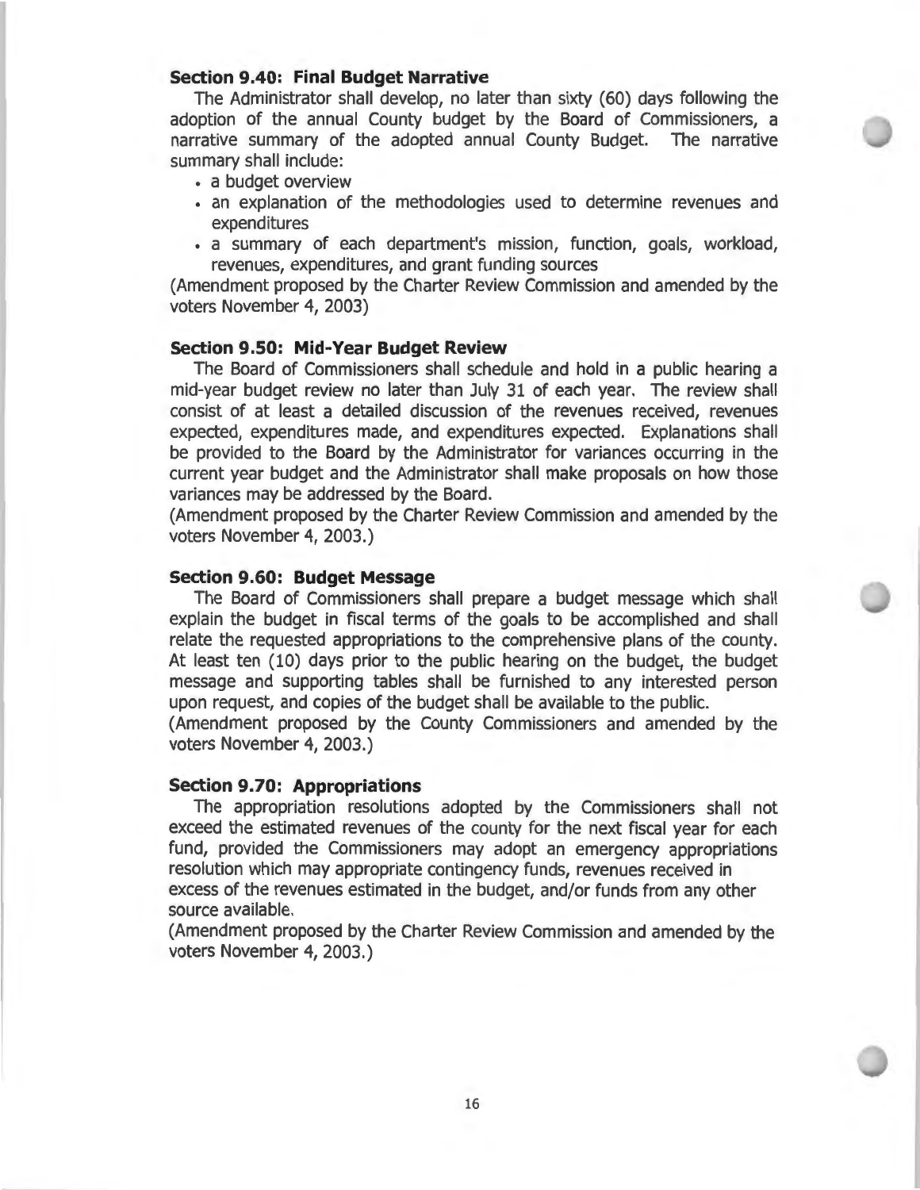### Section 9.40: Final Budget Narrative

The Administrator shall develop, no later than sixty (60) days following the adoption of the annual County budget by the Board of Commissioners, a narrative summary of the adopted annual County Budget. The narrative summary shall include:

- a budget overview
- an explanation of the methodologies used to determine revenues and expenditures
- a summary of each department's mission, function, goals, workload, revenues, expenditures, and grant funding sources

(Amendment proposed by the Charter Review Commission and amended by the voters November 4, 2003)

### Section 9.50: Mid-Year Budget Review

The Board of Commissioners shall schedule and hold in a public hearing a mid-year budget review no later than July 31 of each year. The review shall consist of at least a detailed discussion of the revenues received, revenues expected, expenditures made, and expenditures expected. Explanations shall be provided to the Board by the Administrator for variances occurring in the current year budget and the Administrator shall make proposals on how those variances may be addressed by the Board.

(Amendment proposed by the Charter Review Commission and amended by the voters November 4, 2003.)

### Section 9.60: Budget Message

The Board of Commissioners shall prepare a budget message which shall explain the budget in fiscal terms of the goals to be accomplished and shall relate the requested appropriations to the comprehensive plans of the county. At least ten (10) days prior to the public hearing on the budget, the budget message and supporting tables shall be furnished to any interested person upon request, and copies of the budget shall be available to the public.

(Amendment proposed by the County Commissioners and amended by the voters November 4, 2003.)

### Section 9.70: Appropriations

The appropriation resolutions adopted by the Commissioners shall not exceed the estimated revenues of the county for the next fiscal year for each fund, provided the Commissioners may adopt an emergency appropriations resolution which may appropriate contingency funds, revenues received in excess of the revenues estimated in the budget, and/or funds from any other source available.

(Amendment proposed by the Charter Review Commission and amended by the voters November 4, 2003.)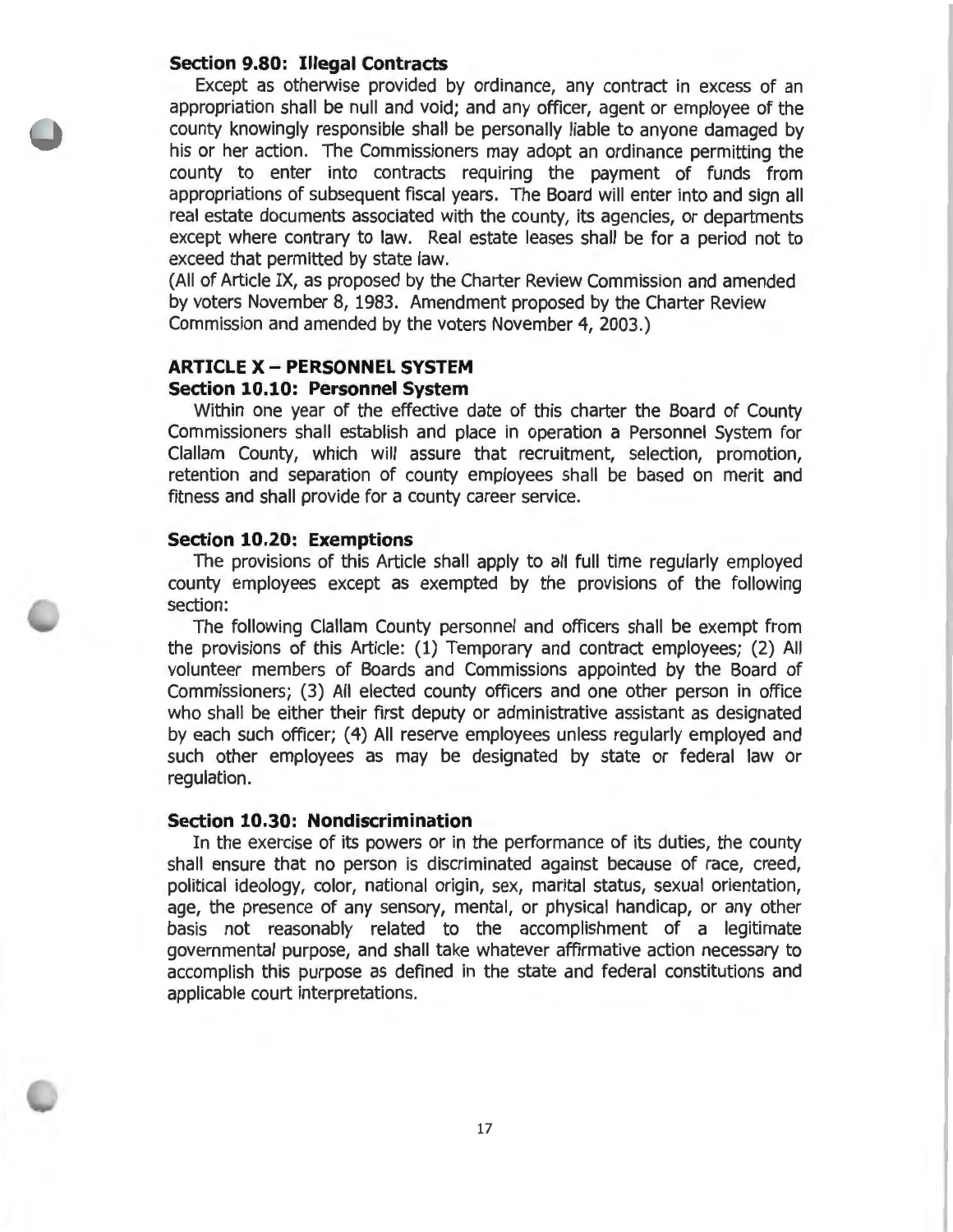### Section 9.80: Illegal Contracts

Except as otherwise provided by ordinance, any contract in excess of an appropriation shall be null and void; and any officer, agent or employee of the county knowingly responsible shall be personally liable to anyone damaged by his or her action. The Commissioners may adopt an ordinance permitting the county to enter into contracts requiring the payment of funds from appropriations of subsequent fiscal years. The Board will enter into and sign all real estate documents associated with the county, its agencies, or departments except where contrary to law. Real estate leases shall be for a period not to exceed that permitted by state law.

(All of Article IX, as proposed by the Charter Review Commission and amended by voters November 8, 1983. Amendment proposed by the Charter Review Commission and amended by the voters November 4, 2003.)

## ARTICLE X – PERSONNEL SYSTEM

### Section 10.10: Personnel System

Within one year of the effective date of this charter the Board of County Commissioners shall establish and place in operation a Personnel System for Clallam County, which will assure that recruitment, selection, promotion, retention and separation of county employees shall be based on merit and fitness and shall provide for a county career service.

### Section 10.20: Exemptions

The provisions of this Article shall apply to all full time regularly employed county employees except as exempted by the provisions of the following section:

The following Clallam County personnel and officers shall be exempt from the provisions of this Article: (1) Temporary and contract employees; (2) All volunteer members of Boards and Commissions appointed by the Board of Commissioners; (3) All elected county officers and one other person in office who shall be either their first deputy or administrative assistant as designated by each such officer; (4) All reserve employees unless regularly employed and such other employees as may be designated by state or federal law or regulation.

### Section 10.30: Nondiscrimination

In the exercise of its powers or in the performance of its duties, the county shall ensure that no person is discriminated against because of race, creed, political ideology, color, national origin, sex, marital status, sexual orientation, age, the presence of any sensory, mental, or physical handicap, or any other basis not reasonably related to the accomplishment of a legitimate governmental purpose, and shall take whatever affirmative action necessary to accomplish this purpose as defined in the state and federal constitutions and applicable court interpretations.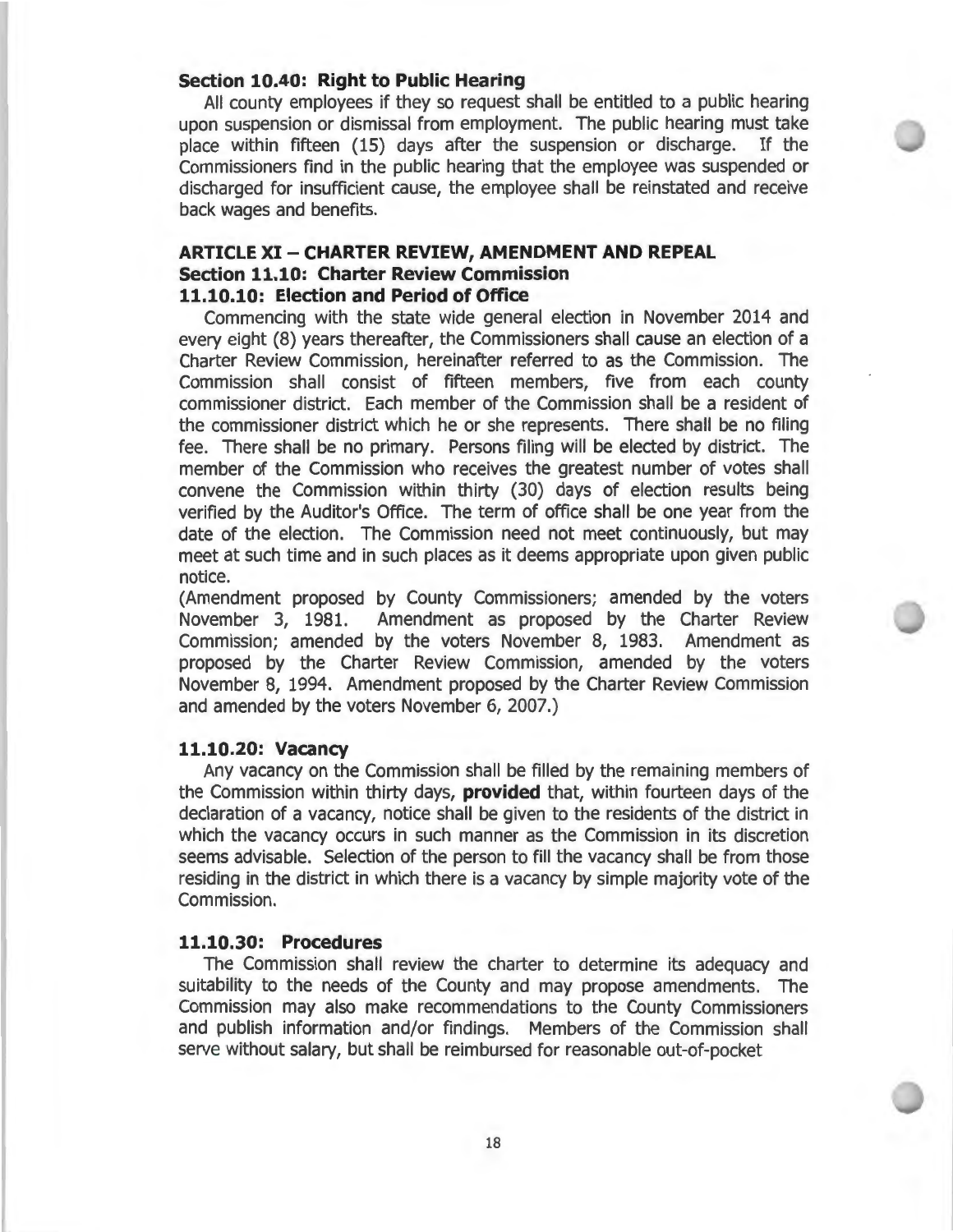### Section 10.40: Right to Public Hearing

All county employees if they so request shall be entitled to a public hearing upon suspension or dismissal from employment. The public hearing must take place within fifteen (15) days after the suspension or discharge. If the Commissioners find in the public hearing that the employee was suspended or discharged for insufficient cause, the employee shall be reinstated and receive back wages and benefits.

## ARTICLE XI – CHARTER REVIEW, AMENDMENT AND REPEAL

### Section 11.10: Charter Review Commission

#### 11.10.10: Election and Period of Office

Commencing with the state wide general election in November 2014 and every eight (8) years thereafter, the Commissioners shall cause an election of a Charter Review Commission, hereinafter referred to as the Commission. The Commission shall consist of fifteen members, five from each county commissioner district. Each member of the Commission shall be a resident of the commissioner district which he or she represents. There shall be no filing fee. There shall be no primary. Persons filing will be elected by district. The member of the Commission who receives the greatest number of votes shall convene the Commission within thirty (30) days of election results being verified by the Auditor's Office. The term of office shall be one year from the date of the election. The Commission need not meet continuously, but may meet at such time and in such places as it deems appropriate upon given public notice.

(Amendment proposed by County Commissioners; amended by the voters November 3, 1981. Amendment as proposed by the Charter Review Commission; amended by the voters November 8, 1983. Amendment as proposed by the Charter Review Commission, amended by the voters November 8, 1994. Amendment proposed by the Charter Review Commission and amended by the voters November 6, 2007.)

#### 11.10.20: Vacancy

Any vacancy on the Commission shall be filled by the remaining members of the Commission within thirty days, **provided** that, within fourteen days of the declaration of a vacancy, notice shall be given to the residents of the district in which the vacancy occurs in such manner as the Commission in its discretion seems advisable. Selection of the person to fill the vacancy shall be from those residing in the district in which there is a vacancy by simple majority vote of the Commission.

#### 11.10.30: Procedures

The Commission shall review the charter to determine its adequacy and suitability to the needs of the County and may propose amendments. The Commission may also make recommendations to the County Commissioners and publish information and/or findings. Members of the Commission shall serve without salary, but shall be reimbursed for reasonable out-of-pocket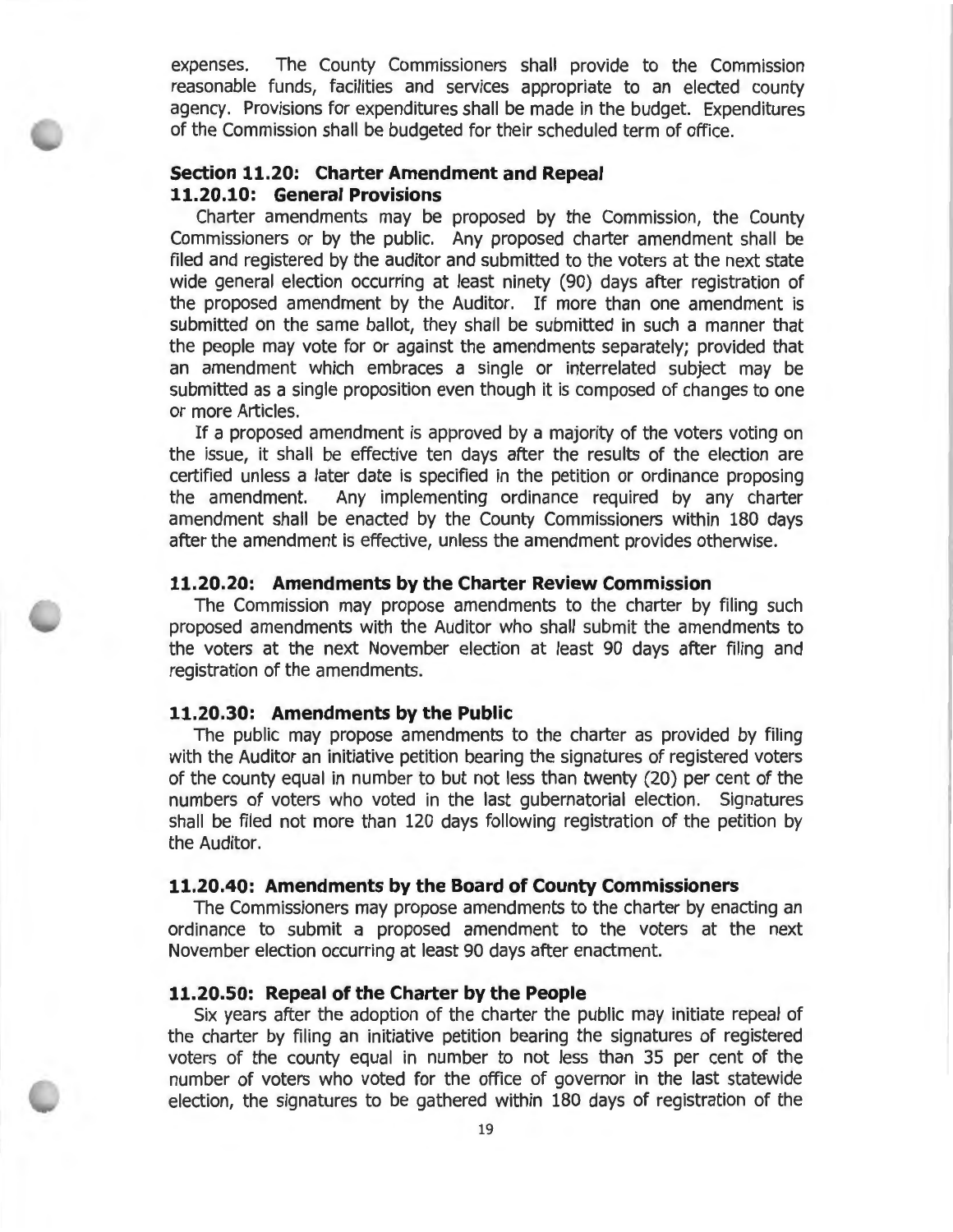expenses. The County Commissioners shall provide to the Commission reasonable funds, facilities and services appropriate to an elected county agency. Provisions for expenditures shall be made in the budget. Expenditures of the Commission shall be budgeted for their scheduled term of office.

## Section 11.20: Charter Amendment and Repeal

### 11.20.10: General Provisions

Charter amendments may be proposed by the Commission, the County Commissioners or by the public. Any proposed charter amendment shall be filed and registered by the auditor and submitted to the voters at the next state wide general election occurring at least ninety (90) days after registration of the proposed amendment by the Auditor. If more than one amendment is submitted on the same ballot, they shall be submitted in such a manner that the people may vote for or against the amendments separately; provided that an amendment which embraces a single or interrelated subject may be submitted as a single proposition even though it is composed of changes to one or more Articles.

If a proposed amendment is approved by a majority of the voters voting on the issue, it shall be effective ten days after the results of the election are certified unless a later date is specified in the petition or ordinance proposing the amendment. Any implementing ordinance required by any charter amendment shall be enacted by the County Commissioners within 180 days after the amendment is effective, unless the amendment provides otherwise.

### 11.20.20: Amendments by the Charter Review Commission

The Commission may propose amendments to the charter by filing such proposed amendments with the Auditor who shall submit the amendments to the voters at the next November election at least 90 days after filing and registration of the amendments.

### 11.20.30: Amendments by the Public

The public may propose amendments to the charter as provided by filing with the Auditor an initiative petition bearing the signatures of registered voters of the county equal in number to but not less than twenty (20) per cent of the numbers of voters who voted in the last gubernatorial election. Signatures shall be filed not more than 120 days following registration of the petition by the Auditor.

### 11.20.40: Amendments by the Board of County Commissioners

The Commissioners may propose amendments to the charter by enacting an ordinance to submit a proposed amendment to the voters at the next November election occurring at least 90 days after enactment.

### 11.20.50: Repeal of the Charter by the People

Six years after the adoption of the charter the public may initiate repeal of the charter by filing an initiative petition bearing the signatures of registered voters of the county equal in number to not less than 35 per cent of the number of voters who voted for the office of governor in the last statewide election, the signatures to be gathered within 180 days of registration of the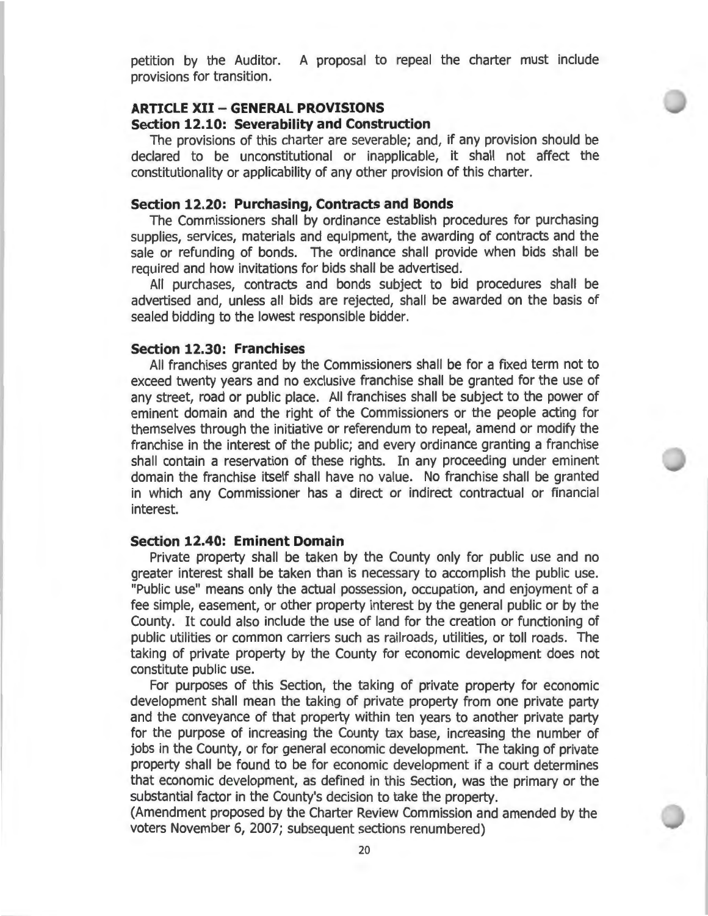petition by the Auditor. A proposal to repeal the charter must include provisions for transition.

## ARTICLE XII – GENERAL PROVISIONS

### Section 12.10: Severability and Construction

The provisions of this charter are severable; and, if any provision should be declared to be unconstitutional or inapplicable, it shall not affect the constitutionality or applicability of any other provision of this charter.

### Section 12.20: Purchasing, Contracts and Bonds

The Commissioners shall by ordinance establish procedures for purchasing supplies, services, materials and equipment, the awarding of contracts and the sale or refunding of bonds. The ordinance shall provide when bids shall be required and how invitations for bids shall be advertised.

All purchases, contracts and bonds subject to bid procedures shall be advertised and, unless all bids are rejected, shall be awarded on the basis of sealed bidding to the lowest responsible bidder.

### Section 12.30: Franchises

All franchises granted by the Commissioners shall be for a fixed term not to exceed twenty years and no exclusive franchise shall be granted for the use of any street, road or public place. All franchises shall be subject to the power of eminent domain and the right of the Commissioners or the people acting for themselves through the initiative or referendum to repeal, amend or modify the franchise in the interest of the public; and every ordinance granting a franchise shall contain a reservation of these rights. In any proceeding under eminent domain the franchise itself shall have no value. No franchise shall be granted in which any Commissioner has a direct or indirect contractual or financial interest.

### Section 12.40: Eminent Domain

Private property shall be taken by the County only for public use and no greater interest shall be taken than is necessary to accomplish the public use. "Public use" means only the actual possession, occupation, and enjoyment of a fee simple, easement, or other property interest by the general public or by the County. It could also include the use of land for the creation or functioning of public utilities or common carriers such as railroads, utilities, or toll roads. The taking of private property by the County for economic development does not constitute public use.

For purposes of this Section, the taking of private property for economic development shall mean the taking of private property from one private party and the conveyance of that property within ten years to another private party for the purpose of increasing the County tax base, increasing the number of jobs in the County, or for general economic development. The taking of private property shall be found to be for economic development if a court determines that economic development, as defined in this Section, was the primary or the substantial factor in the County's decision to take the property.

(Amendment proposed by the Charter Review Commission and amended by the voters November 6, 2007; subsequent sections renumbered)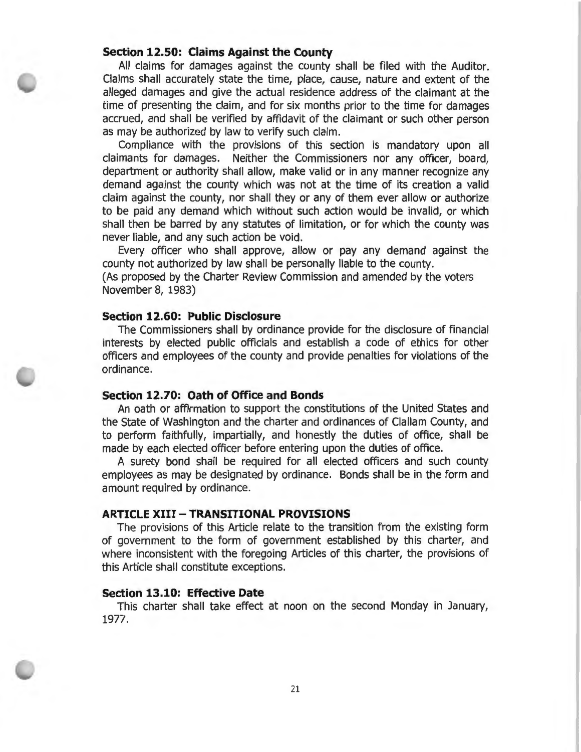### Section 12.50: Claims Against the County

All claims for damages against the county shall be filed with the Auditor. Claims shall accurately state the time, place, cause, nature and extent of the alleged damages and give the actual residence address of the claimant at the time of presenting the claim, and for six months prior to the time for damages accrued, and shall be verified by affidavit of the claimant or such other person as may be authorized by law to verify such claim.

Compliance with the provisions of this section is mandatory upon all claimants for damages. Neither the Commissioners nor any officer, board, department or authority shall allow, make valid or in any manner recognize any demand against the county which was not at the time of its creation a valid claim against the county, nor shall they or any of them ever allow or authorize to be paid any demand which without such action would be invalid, or which shall then be barred by any statutes of limitation, or for which the county was never liable, and any such action be void.

Every officer who shall approve, allow or pay any demand against the county not authorized by law shall be personally liable to the county.

(As proposed by the Charter Review Commission and amended by the voters November 8, 1983)

### Section 12.60: Public Disclosure

The Commissioners shall by ordinance provide for the disclosure of financial interests by elected public officials and establish a code of ethics for other officers and employees of the county and provide penalties for violations of the ordinance.

### Section 12.70: Oath of Office and Bonds

An oath or affirmation to support the constitutions of the United States and the State of Washington and the charter and ordinances of Clallam County, and to perform faithfully, impartially, and honestly the duties of office, shall be made by each elected officer before entering upon the duties of office.

A surety bond shall be required for all elected officers and such county employees as may be designated by ordinance. Bonds shall be in the form and amount required by ordinance.

## ARTICLE XIII – TRANSITIONAL PROVISIONS

The provisions of this Article relate to the transition from the existing form of government to the form of government established by this charter, and where inconsistent with the foregoing Articles of this charter, the provisions of this Article shall constitute exceptions.

### Section 13.10: Effective Date

This charter shall take effect at noon on the second Monday in January, 1977.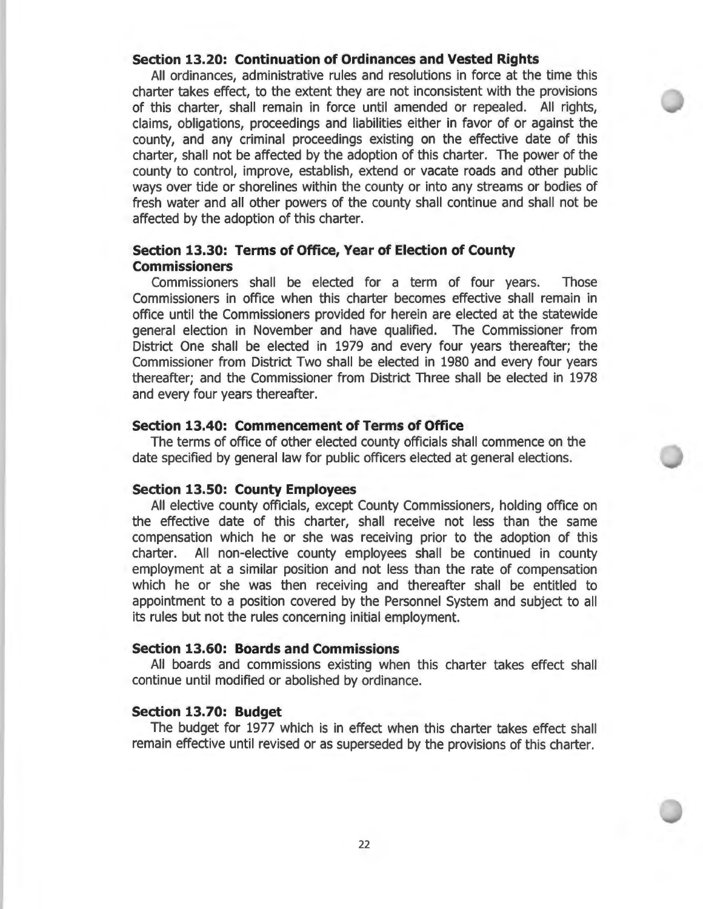### Section 13.20: Continuation of Ordinances and Vested Rights

All ordinances, administrative rules and resolutions in force at the time this charter takes effect, to the extent they are not inconsistent with the provisions of this charter, shall remain in force until amended or repealed. All rights, claims, obligations, proceedings and liabilities either in favor of or against the county, and any criminal proceedings existing on the effective date of this charter, shall not be affected by the adoption of this charter. The power of the county to control, improve, establish, extend or vacate roads and other public ways over tide or shorelines within the county or into any streams or bodies of fresh water and all other powers of the county shall continue and shall not be affected by the adoption of this charter.

### Section 13.30: Terms of Office, Year of Election of County Commissioners

Commissioners shall be elected for a term of four years. Those Commissioners in office when this charter becomes effective shall remain in office until the Commissioners provided for herein are elected at the statewide general election in November and have qualified. The Commissioner from District One shall be elected in 1979 and every four years thereafter; the Commissioner from District Two shall be elected in 1980 and every four years thereafter; and the Commissioner from District Three shall be elected in 1978 and every four years thereafter.

### Section 13.40: Commencement of Terms of Office

The terms of office of other elected county officials shall commence on the date specified by general law for public officers elected at general elections.

### Section 13.50: County Employees

All elective county officials, except County Commissioners, holding office on the effective date of this charter, shall receive not less than the same compensation which he or she was receiving prior to the adoption of this charter. All non-elective county employees shall be continued in county employment at a similar position and not less than the rate of compensation which he or she was then receiving and thereafter shall be entitled to appointment to a position covered by the Personnel System and subject to all its rules but not the rules concerning initial employment.

### Section 13.60: Boards and Commissions

All boards and commissions existing when this charter takes effect shall continue until modified or abolished by ordinance.

### Section 13.70: Budget

The budget for 1977 which is in effect when this charter takes effect shall remain effective until revised or as superseded by the provisions of this charter.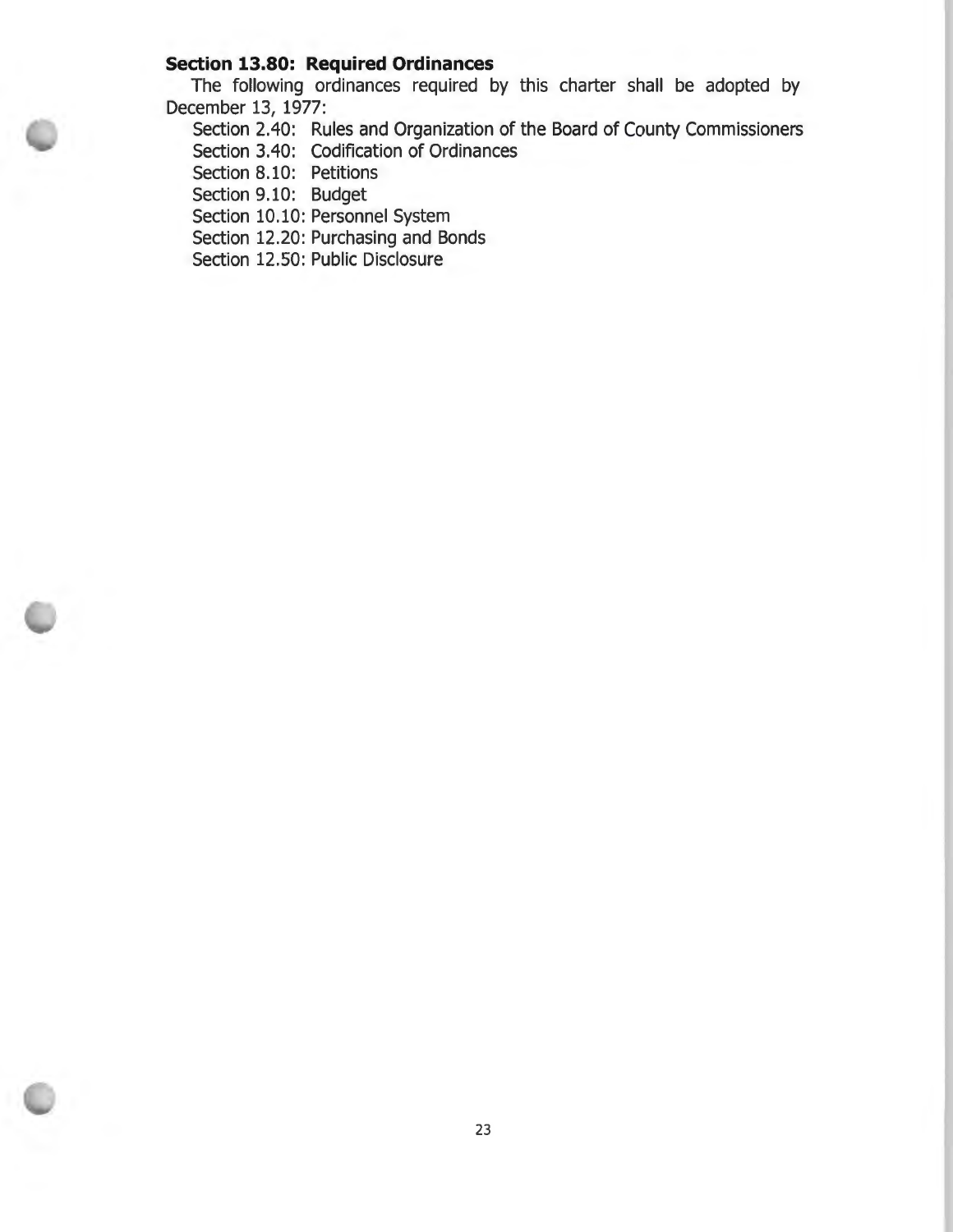**Section 13.80: Required Ordinances**

The following ordinances required by this charter shall be adopted by December 13, 1977:

Section 2.40: Rules and Organization of the Board of County Commissioners
Section 3.40: Codification of Ordinances
Section 8.10: Petitions
Section 9.10: Budget
Section 10.10: Personnel System
Section 12.20: Purchasing and Bonds
Section 12.50: Public Disclosure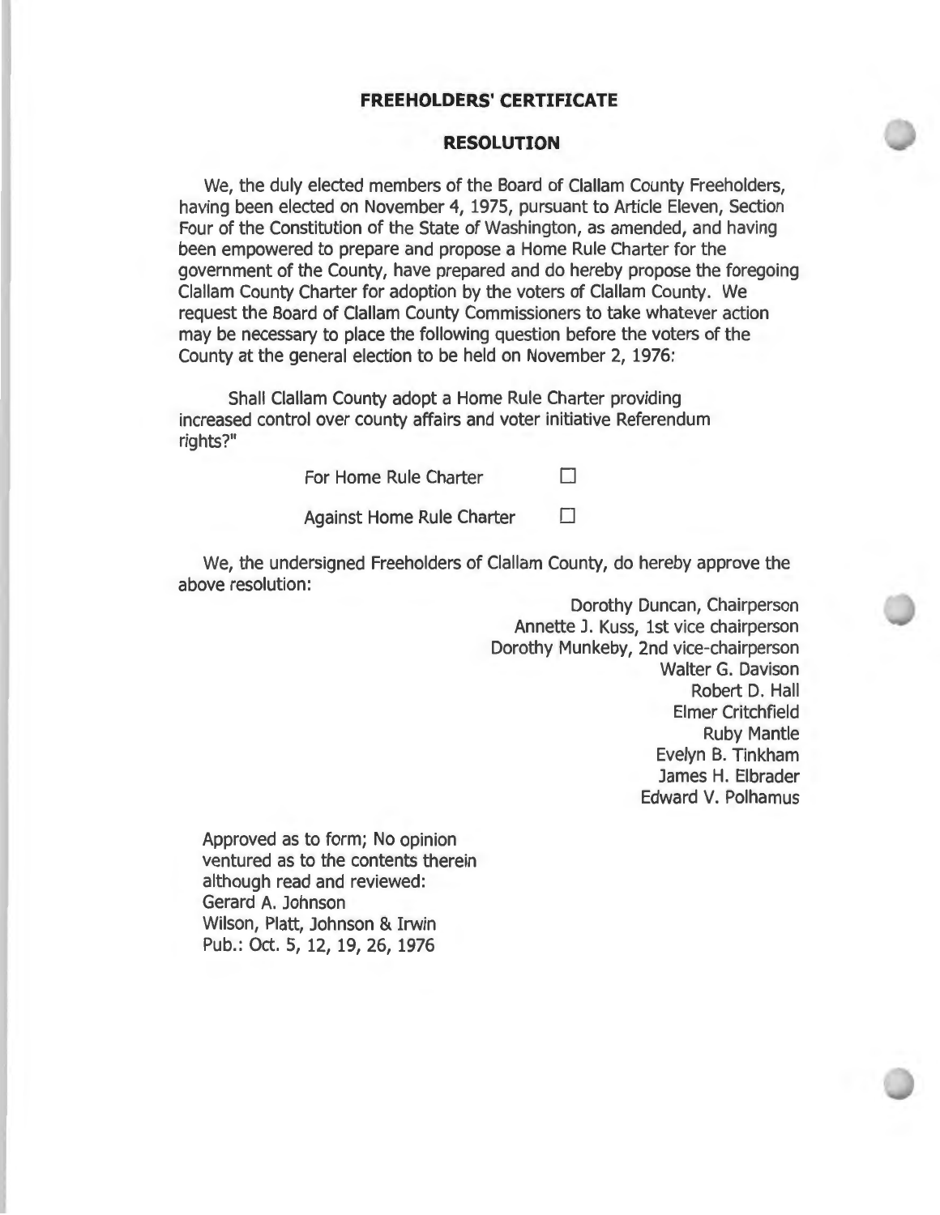## FREEHOLDERS' CERTIFICATE

## RESOLUTION

We, the duly elected members of the Board of Clallam County Freeholders, having been elected on November 4, 1975, pursuant to Article Eleven, Section Four of the Constitution of the State of Washington, as amended, and having been empowered to prepare and propose a Home Rule Charter for the government of the County, have prepared and do hereby propose the foregoing Clallam County Charter for adoption by the voters of Clallam County. We request the Board of Clallam County Commissioners to take whatever action may be necessary to place the following question before the voters of the County at the general election to be held on November 2, 1976:

Shall Clallam County adopt a Home Rule Charter providing increased control over county affairs and voter initiative Referendum rights?"

For Home Rule Charter ☐

Against Home Rule Charter ☐

We, the undersigned Freeholders of Clallam County, do hereby approve the above resolution:

Dorothy Duncan, Chairperson
Annette J. Kuss, 1st vice chairperson
Dorothy Munkeby, 2nd vice-chairperson
Walter G. Davison
Robert D. Hall
Elmer Critchfield
Ruby Mantle
Evelyn B. Tinkham
James H. Elbrader
Edward V. Polhamus

Approved as to form; No opinion ventured as to the contents therein although read and reviewed:
Gerard A. Johnson
Wilson, Platt, Johnson & Irwin
Pub.: Oct. 5, 12, 19, 26, 1976